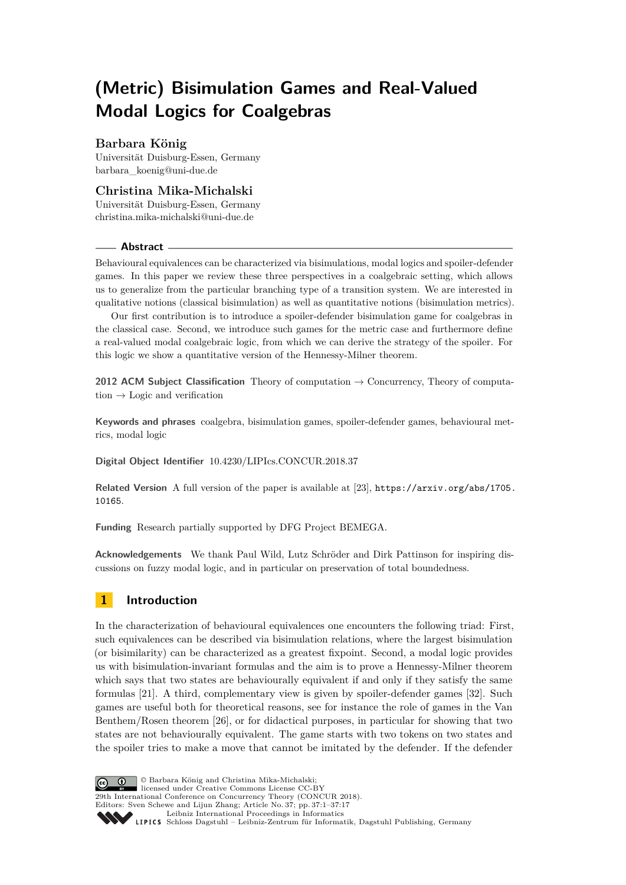# (Metric) Bisimulation Games and Real-Valued Modal Logics for Coalgebras

**Barbara König**

Universität Duisburg-Essen, Germany
barbara_koenig@uni-due.de

**Christina Mika-Michalski**

Universität Duisburg-Essen, Germany
christina.mika-michalski@uni-due.de

## Abstract

Behavioural equivalences can be characterized via bisimulations, modal logics and spoiler-defender games. In this paper we review these three perspectives in a coalgebraic setting, which allows us to generalize from the particular branching type of a transition system. We are interested in qualitative notions (classical bisimulation) as well as quantitative notions (bisimulation metrics).

Our first contribution is to introduce a spoiler-defender bisimulation game for coalgebras in the classical case. Second, we introduce such games for the metric case and furthermore define a real-valued modal coalgebraic logic, from which we can derive the strategy of the spoiler. For this logic we show a quantitative version of the Hennessy-Milner theorem.

**2012 ACM Subject Classification** Theory of computation → Concurrency, Theory of computation → Logic and verification

**Keywords and phrases** coalgebra, bisimulation games, spoiler-defender games, behavioural metrics, modal logic

**Digital Object Identifier** 10.4230/LIPIcs.CONCUR.2018.37

**Related Version** A full version of the paper is available at [23], https://arxiv.org/abs/1705.10165.

**Funding** Research partially supported by DFG Project BEMEGA.

**Acknowledgements** We thank Paul Wild, Lutz Schröder and Dirk Pattinson for inspiring discussions on fuzzy modal logic, and in particular on preservation of total boundedness.

## 1 Introduction

In the characterization of behavioural equivalences one encounters the following triad: First, such equivalences can be described via bisimulation relations, where the largest bisimulation (or bisimilarity) can be characterized as a greatest fixpoint. Second, a modal logic provides us with bisimulation-invariant formulas and the aim is to prove a Hennessy-Milner theorem which says that two states are behaviourally equivalent if and only if they satisfy the same formulas [21]. A third, complementary view is given by spoiler-defender games [32]. Such games are useful both for theoretical reasons, see for instance the role of games in the Van Benthem/Rosen theorem [26], or for didactical purposes, in particular for showing that two states are not behaviourally equivalent. The game starts with two tokens on two states and the spoiler tries to make a move that cannot be imitated by the defender. If the defender

© Barbara König and Christina Mika-Michalski;
licensed under Creative Commons License CC-BY
29th International Conference on Concurrency Theory (CONCUR 2018).
Editors: Sven Schewe and Lijun Zhang; Article No. 37; pp. 37:1–37:17
Leibniz International Proceedings in Informatics
Schloss Dagstuhl – Leibniz-Zentrum für Informatik, Dagstuhl Publishing, Germany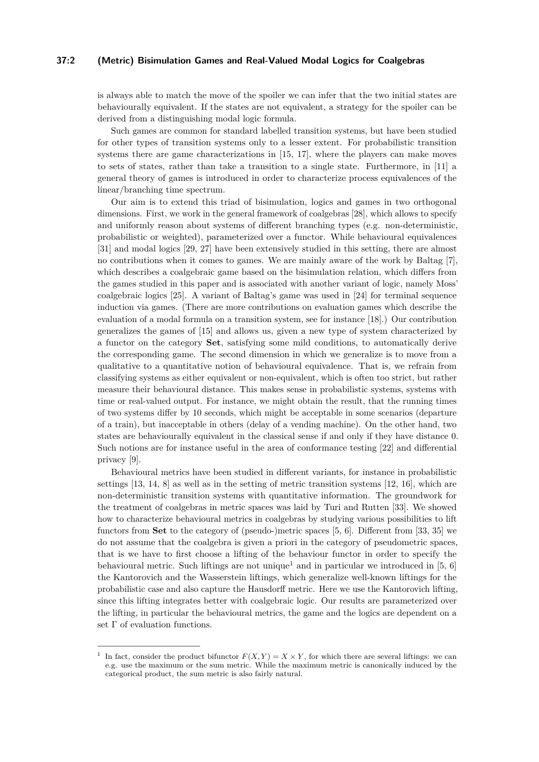is always able to match the move of the spoiler we can infer that the two initial states are behaviourally equivalent. If the states are not equivalent, a strategy for the spoiler can be derived from a distinguishing modal logic formula.

Such games are common for standard labelled transition systems, but have been studied for other types of transition systems only to a lesser extent. For probabilistic transition systems there are game characterizations in [15, 17], where the players can make moves to sets of states, rather than take a transition to a single state. Furthermore, in [11] a general theory of games is introduced in order to characterize process equivalences of the linear/branching time spectrum.

Our aim is to extend this triad of bisimulation, logics and games in two orthogonal dimensions. First, we work in the general framework of coalgebras [28], which allows to specify and uniformly reason about systems of different branching types (e.g. non-deterministic, probabilistic or weighted), parameterized over a functor. While behavioural equivalences [31] and modal logics [29, 27] have been extensively studied in this setting, there are almost no contributions when it comes to games. We are mainly aware of the work by Baltag [7], which describes a coalgebraic game based on the bisimulation relation, which differs from the games studied in this paper and is associated with another variant of logic, namely Moss' coalgebraic logics [25]. A variant of Baltag's game was used in [24] for terminal sequence induction via games. (There are more contributions on evaluation games which describe the evaluation of a modal formula on a transition system, see for instance [18].) Our contribution generalizes the games of [15] and allows us, given a new type of system characterized by a functor on the category **Set**, satisfying some mild conditions, to automatically derive the corresponding game. The second dimension in which we generalize is to move from a qualitative to a quantitative notion of behavioural equivalence. That is, we refrain from classifying systems as either equivalent or non-equivalent, which is often too strict, but rather measure their behavioural distance. This makes sense in probabilistic systems, systems with time or real-valued output. For instance, we might obtain the result, that the running times of two systems differ by 10 seconds, which might be acceptable in some scenarios (departure of a train), but inacceptable in others (delay of a vending machine). On the other hand, two states are behaviourally equivalent in the classical sense if and only if they have distance 0. Such notions are for instance useful in the area of conformance testing [22] and differential privacy [9].

Behavioural metrics have been studied in different variants, for instance in probabilistic settings [13, 14, 8] as well as in the setting of metric transition systems [12, 16], which are non-deterministic transition systems with quantitative information. The groundwork for the treatment of coalgebras in metric spaces was laid by Turi and Rutten [33]. We showed how to characterize behavioural metrics in coalgebras by studying various possibilities to lift functors from **Set** to the category of (pseudo-)metric spaces [5, 6]. Different from [33, 35] we do not assume that the coalgebra is given a priori in the category of pseudometric spaces, that is we have to first choose a lifting of the behaviour functor in order to specify the behavioural metric. Such liftings are not unique[1] and in particular we introduced in [5, 6] the Kantorovich and the Wasserstein liftings, which generalize well-known liftings for the probabilistic case and also capture the Hausdorff metric. Here we use the Kantorovich lifting, since this lifting integrates better with coalgebraic logic. Our results are parameterized over the lifting, in particular the behavioural metrics, the game and the logics are dependent on a set $\Gamma$ of evaluation functions.

---

[1] In fact, consider the product bifunctor $F(X, Y) = X \times Y$, for which there are several liftings: we can e.g. use the maximum or the sum metric. While the maximum metric is canonically induced by the categorical product, the sum metric is also fairly natural.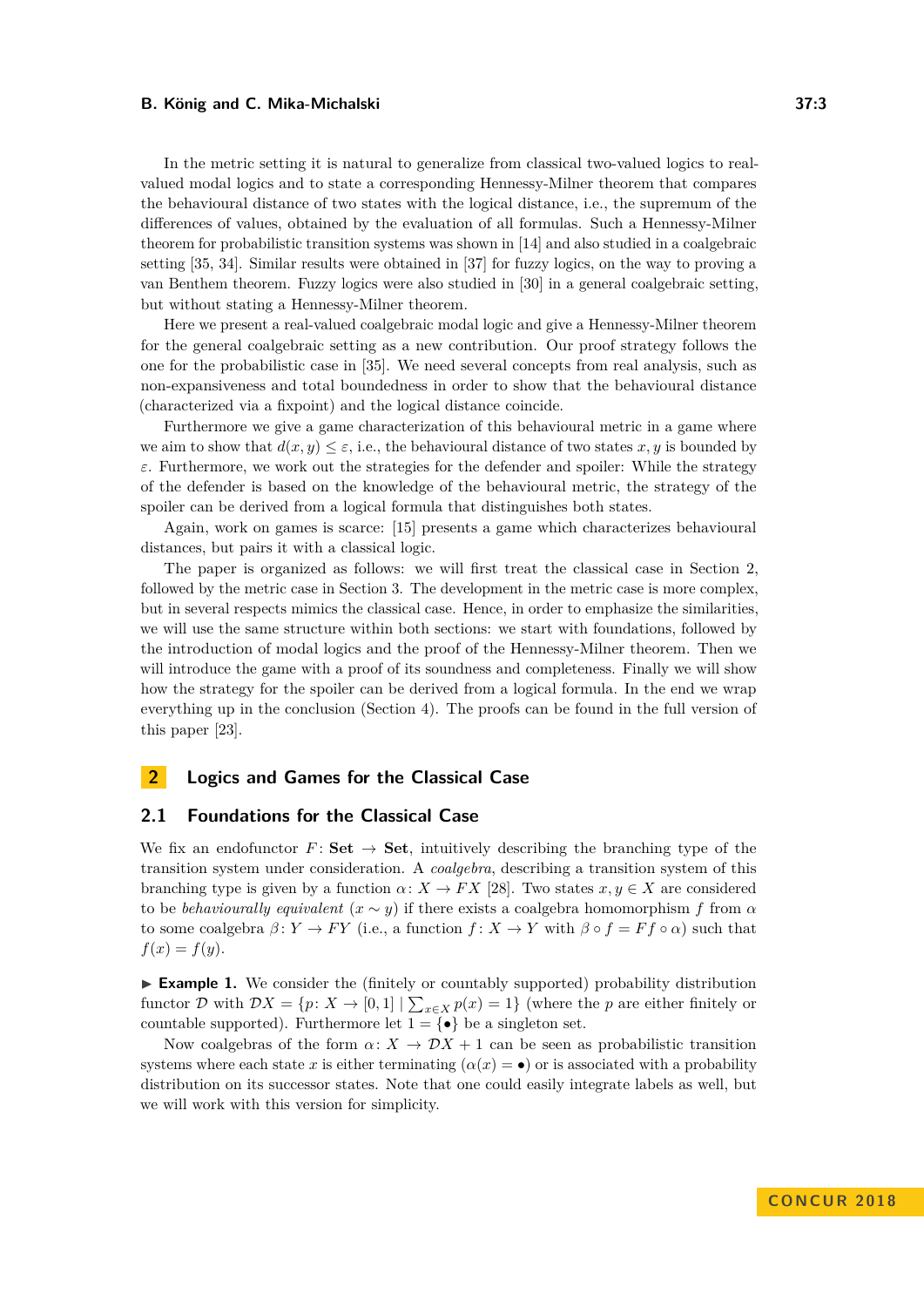In the metric setting it is natural to generalize from classical two-valued logics to real-valued modal logics and to state a corresponding Hennessy-Milner theorem that compares the behavioural distance of two states with the logical distance, i.e., the supremum of the differences of values, obtained by the evaluation of all formulas. Such a Hennessy-Milner theorem for probabilistic transition systems was shown in [14] and also studied in a coalgebraic setting [35, 34]. Similar results were obtained in [37] for fuzzy logics, on the way to proving a van Benthem theorem. Fuzzy logics were also studied in [30] in a general coalgebraic setting, but without stating a Hennessy-Milner theorem.

Here we present a real-valued coalgebraic modal logic and give a Hennessy-Milner theorem for the general coalgebraic setting as a new contribution. Our proof strategy follows the one for the probabilistic case in [35]. We need several concepts from real analysis, such as non-expansiveness and total boundedness in order to show that the behavioural distance (characterized via a fixpoint) and the logical distance coincide.

Furthermore we give a game characterization of this behavioural metric in a game where we aim to show that $d(x, y) \leq \varepsilon$, i.e., the behavioural distance of two states $x, y$ is bounded by $\varepsilon$. Furthermore, we work out the strategies for the defender and spoiler: While the strategy of the defender is based on the knowledge of the behavioural metric, the strategy of the spoiler can be derived from a logical formula that distinguishes both states.

Again, work on games is scarce: [15] presents a game which characterizes behavioural distances, but pairs it with a classical logic.

The paper is organized as follows: we will first treat the classical case in Section 2, followed by the metric case in Section 3. The development in the metric case is more complex, but in several respects mimics the classical case. Hence, in order to emphasize the similarities, we will use the same structure within both sections: we start with foundations, followed by the introduction of modal logics and the proof of the Hennessy-Milner theorem. Then we will introduce the game with a proof of its soundness and completeness. Finally we will show how the strategy for the spoiler can be derived from a logical formula. In the end we wrap everything up in the conclusion (Section 4). The proofs can be found in the full version of this paper [23].

## 2 Logics and Games for the Classical Case

### 2.1 Foundations for the Classical Case

We fix an endofunctor $F\colon \mathbf{Set} \to \mathbf{Set}$, intuitively describing the branching type of the transition system under consideration. A *coalgebra*, describing a transition system of this branching type is given by a function $\alpha\colon X \to FX$ [28]. Two states $x, y \in X$ are considered to be *behaviourally equivalent* ($x \sim y$) if there exists a coalgebra homomorphism $f$ from $\alpha$ to some coalgebra $\beta\colon Y \to FY$ (i.e., a function $f\colon X \to Y$ with $\beta \circ f = Ff \circ \alpha$) such that $f(x) = f(y)$.

▶ **Example 1.** We consider the (finitely or countably supported) probability distribution functor $\mathcal{D}$ with $\mathcal{D}X = \{p\colon X \to [0, 1] \mid \sum_{x\in X} p(x) = 1\}$ (where the $p$ are either finitely or countable supported). Furthermore let $1 = \{\bullet\}$ be a singleton set.

Now coalgebras of the form $\alpha\colon X \to \mathcal{D}X + 1$ can be seen as probabilistic transition systems where each state $x$ is either terminating ($\alpha(x) = \bullet$) or is associated with a probability distribution on its successor states. Note that one could easily integrate labels as well, but we will work with this version for simplicity.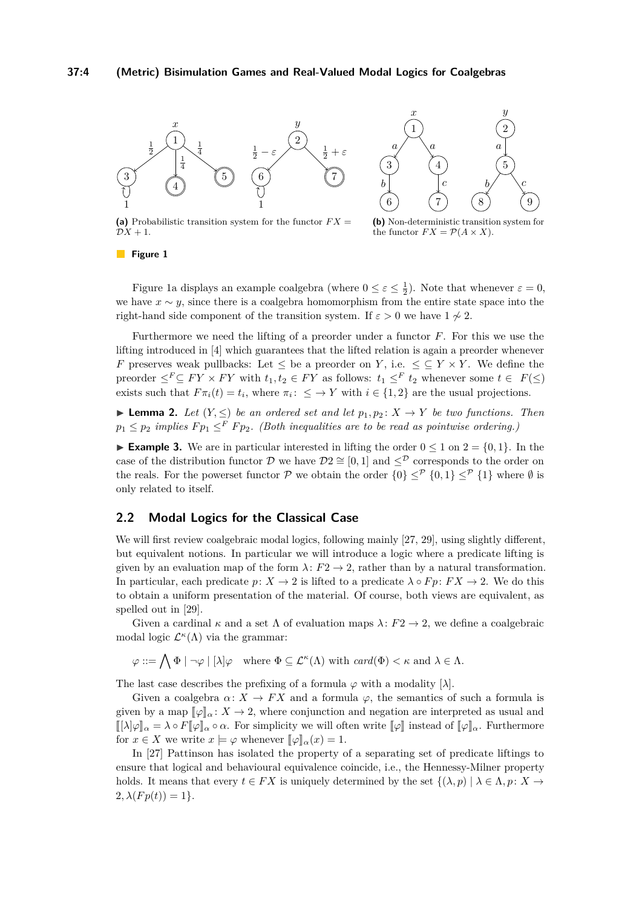**(a)** Probabilistic transition system for the functor $FX = \mathcal{D}X + 1$.

**(b)** Non-deterministic transition system for the functor $FX = \mathcal{P}(A \times X)$.

**Figure 1**

Figure 1a displays an example coalgebra (where $0 \le \varepsilon \le \frac{1}{2}$). Note that whenever $\varepsilon = 0$, we have $x \sim y$, since there is a coalgebra homomorphism from the entire state space into the right-hand side component of the transition system. If $\varepsilon > 0$ we have $1 \not\sim 2$.

Furthermore we need the lifting of a preorder under a functor $F$. For this we use the lifting introduced in [4] which guarantees that the lifted relation is again a preorder whenever $F$ preserves weak pullbacks: Let $\le$ be a preorder on $Y$, i.e. $\le \subseteq Y \times Y$. We define the preorder $\le^F \subseteq FY \times FY$ with $t_1, t_2 \in FY$ as follows: $t_1 \le^F t_2$ whenever some $t \in F(\le)$ exists such that $F\pi_i(t) = t_i$, where $\pi_i \colon \le \to Y$ with $i \in \{1,2\}$ are the usual projections.

▶ **Lemma 2.** *Let $(Y, \le)$ be an ordered set and let $p_1, p_2 \colon X \to Y$ be two functions. Then $p_1 \le p_2$ implies $Fp_1 \le^F Fp_2$. (Both inequalities are to be read as pointwise ordering.)*

▶ **Example 3.** We are in particular interested in lifting the order $0 \le 1$ on $2 = \{0, 1\}$. In the case of the distribution functor $\mathcal{D}$ we have $\mathcal{D}2 \cong [0,1]$ and $\le^{\mathcal{D}}$ corresponds to the order on the reals. For the powerset functor $\mathcal{P}$ we obtain the order $\{0\} \le^{\mathcal{P}} \{0,1\} \le^{\mathcal{P}} \{1\}$ where $\emptyset$ is only related to itself.

## 2.2 Modal Logics for the Classical Case

We will first review coalgebraic modal logics, following mainly [27, 29], using slightly different, but equivalent notions. In particular we will introduce a logic where a predicate lifting is given by an evaluation map of the form $\lambda \colon F2 \to 2$, rather than by a natural transformation. In particular, each predicate $p \colon X \to 2$ is lifted to a predicate $\lambda \circ Fp \colon FX \to 2$. We do this to obtain a uniform presentation of the material. Of course, both views are equivalent, as spelled out in [29].

Given a cardinal $\kappa$ and a set $\Lambda$ of evaluation maps $\lambda \colon F2 \to 2$, we define a coalgebraic modal logic $\mathcal{L}^\kappa(\Lambda)$ via the grammar:

$$\varphi ::= \bigwedge \Phi \mid \neg\varphi \mid [\lambda]\varphi \quad \text{where } \Phi \subseteq \mathcal{L}^\kappa(\Lambda) \text{ with } \mathit{card}(\Phi) < \kappa \text{ and } \lambda \in \Lambda.$$

The last case describes the prefixing of a formula $\varphi$ with a modality $[\lambda]$.

Given a coalgebra $\alpha \colon X \to FX$ and a formula $\varphi$, the semantics of such a formula is given by a map $[\![\varphi]\!]_\alpha \colon X \to 2$, where conjunction and negation are interpreted as usual and $[\![[\lambda]\varphi]\!]_\alpha = \lambda \circ F[\![\varphi]\!]_\alpha \circ \alpha$. For simplicity we will often write $[\![\varphi]\!]$ instead of $[\![\varphi]\!]_\alpha$. Furthermore for $x \in X$ we write $x \models \varphi$ whenever $[\![\varphi]\!]_\alpha(x) = 1$.

In [27] Pattinson has isolated the property of a separating set of predicate liftings to ensure that logical and behavioural equivalence coincide, i.e., the Hennessy-Milner property holds. It means that every $t \in FX$ is uniquely determined by the set $\{(\lambda, p) \mid \lambda \in \Lambda, p \colon X \to 2, \lambda(Fp(t)) = 1\}$.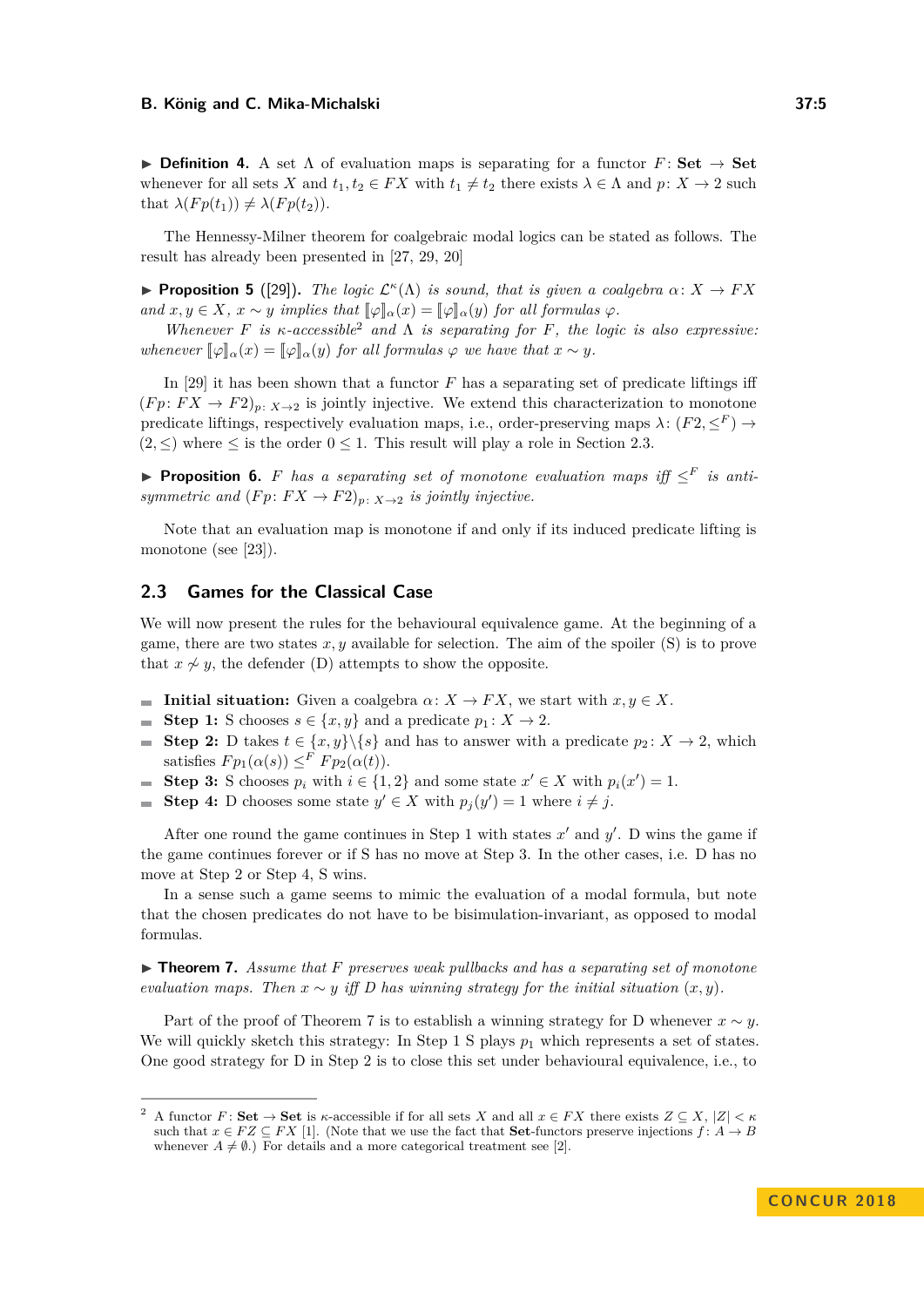▶ **Definition 4.** A set $\Lambda$ of evaluation maps is separating for a functor $F\colon \mathbf{Set} \to \mathbf{Set}$ whenever for all sets $X$ and $t_1, t_2 \in FX$ with $t_1 \neq t_2$ there exists $\lambda \in \Lambda$ and $p\colon X \to 2$ such that $\lambda(Fp(t_1)) \neq \lambda(Fp(t_2))$.

The Hennessy-Milner theorem for coalgebraic modal logics can be stated as follows. The result has already been presented in [27, 29, 20]

▶ **Proposition 5** ([29]). *The logic $\mathcal{L}^\kappa(\Lambda)$ is sound, that is given a coalgebra $\alpha\colon X \to FX$ and $x, y \in X$, $x \sim y$ implies that $[\![\varphi]\!]_\alpha(x) = [\![\varphi]\!]_\alpha(y)$ for all formulas $\varphi$.*

*Whenever $F$ is $\kappa$-accessible*[2] *and $\Lambda$ is separating for $F$, the logic is also expressive: whenever $[\![\varphi]\!]_\alpha(x) = [\![\varphi]\!]_\alpha(y)$ for all formulas $\varphi$ we have that $x \sim y$.*

In [29] it has been shown that a functor $F$ has a separating set of predicate liftings iff $(Fp\colon FX \to F2)_{p\colon X\to 2}$ is jointly injective. We extend this characterization to monotone predicate liftings, respectively evaluation maps, i.e., order-preserving maps $\lambda\colon (F2, \leq^F) \to (2, \leq)$ where $\leq$ is the order $0 \leq 1$. This result will play a role in Section 2.3.

▶ **Proposition 6.** *$F$ has a separating set of monotone evaluation maps iff $\leq^F$ is anti-symmetric and $(Fp\colon FX \to F2)_{p\colon X\to 2}$ is jointly injective.*

Note that an evaluation map is monotone if and only if its induced predicate lifting is monotone (see [23]).

## 2.3 Games for the Classical Case

We will now present the rules for the behavioural equivalence game. At the beginning of a game, there are two states $x, y$ available for selection. The aim of the spoiler (S) is to prove that $x \not\sim y$, the defender (D) attempts to show the opposite.

- **Initial situation:** Given a coalgebra $\alpha\colon X \to FX$, we start with $x, y \in X$.
- **Step 1:** S chooses $s \in \{x, y\}$ and a predicate $p_1\colon X \to 2$.
- **Step 2:** D takes $t \in \{x, y\}\backslash\{s\}$ and has to answer with a predicate $p_2\colon X \to 2$, which satisfies $Fp_1(\alpha(s)) \leq^F Fp_2(\alpha(t))$.
- **Step 3:** S chooses $p_i$ with $i \in \{1, 2\}$ and some state $x' \in X$ with $p_i(x') = 1$.
- **Step 4:** D chooses some state $y' \in X$ with $p_j(y') = 1$ where $i \neq j$.

After one round the game continues in Step 1 with states $x'$ and $y'$. D wins the game if the game continues forever or if S has no move at Step 3. In the other cases, i.e. D has no move at Step 2 or Step 4, S wins.

In a sense such a game seems to mimic the evaluation of a modal formula, but note that the chosen predicates do not have to be bisimulation-invariant, as opposed to modal formulas.

▶ **Theorem 7.** *Assume that $F$ preserves weak pullbacks and has a separating set of monotone evaluation maps. Then $x \sim y$ iff D has winning strategy for the initial situation $(x, y)$.*

Part of the proof of Theorem 7 is to establish a winning strategy for D whenever $x \sim y$. We will quickly sketch this strategy: In Step 1 S plays $p_1$ which represents a set of states. One good strategy for D in Step 2 is to close this set under behavioural equivalence, i.e., to

---

[2] A functor $F\colon \mathbf{Set} \to \mathbf{Set}$ is $\kappa$-accessible if for all sets $X$ and all $x \in FX$ there exists $Z \subseteq X$, $|Z| < \kappa$ such that $x \in FZ \subseteq FX$ [1]. (Note that we use the fact that $\mathbf{Set}$-functors preserve injections $f\colon A \to B$ whenever $A \neq \emptyset$.) For details and a more categorical treatment see [2].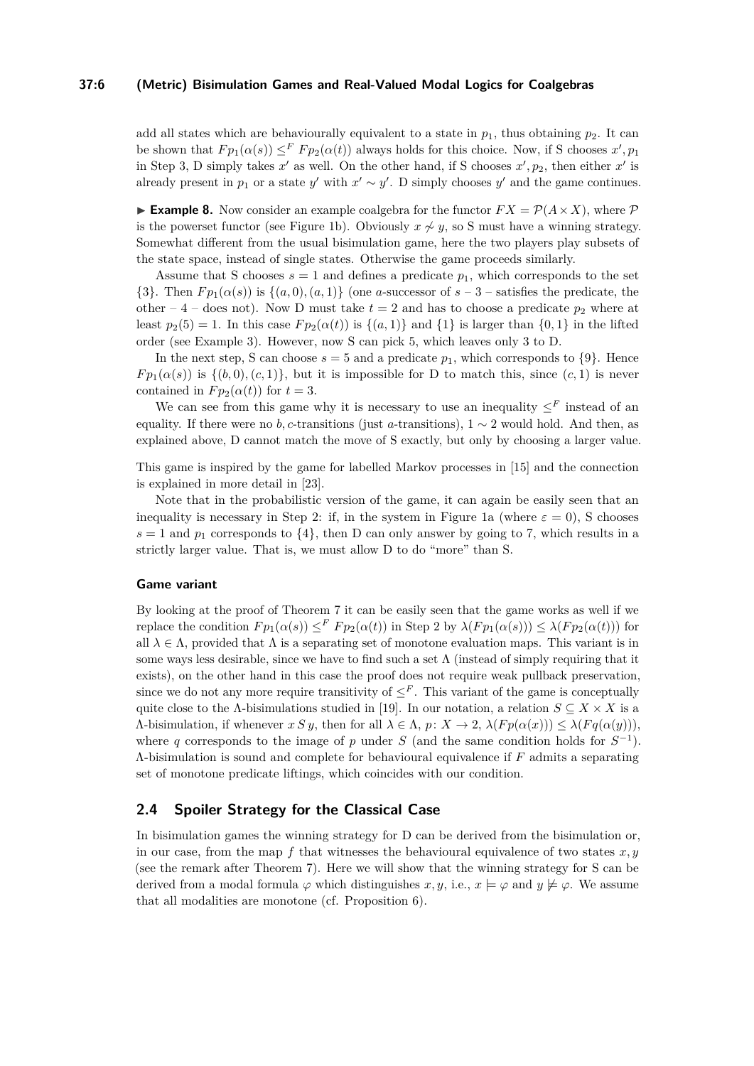add all states which are behaviourally equivalent to a state in $p_1$, thus obtaining $p_2$. It can be shown that $Fp_1(\alpha(s)) \leq^F Fp_2(\alpha(t))$ always holds for this choice. Now, if S chooses $x', p_1$ in Step 3, D simply takes $x'$ as well. On the other hand, if S chooses $x', p_2$, then either $x'$ is already present in $p_1$ or a state $y'$ with $x' \sim y'$. D simply chooses $y'$ and the game continues.

▶ **Example 8.** Now consider an example coalgebra for the functor $FX = \mathcal{P}(A \times X)$, where $\mathcal{P}$ is the powerset functor (see Figure 1b). Obviously $x \not\sim y$, so S must have a winning strategy. Somewhat different from the usual bisimulation game, here the two players play subsets of the state space, instead of single states. Otherwise the game proceeds similarly.

Assume that S chooses $s = 1$ and defines a predicate $p_1$, which corresponds to the set $\{3\}$. Then $Fp_1(\alpha(s))$ is $\{(a,0),(a,1)\}$ (one $a$-successor of $s$ – 3 – satisfies the predicate, the other – 4 – does not). Now D must take $t = 2$ and has to choose a predicate $p_2$ where at least $p_2(5) = 1$. In this case $Fp_2(\alpha(t))$ is $\{(a,1)\}$ and $\{1\}$ is larger than $\{0,1\}$ in the lifted order (see Example 3). However, now S can pick 5, which leaves only 3 to D.

In the next step, S can choose $s = 5$ and a predicate $p_1$, which corresponds to $\{9\}$. Hence $Fp_1(\alpha(s))$ is $\{(b,0),(c,1)\}$, but it is impossible for D to match this, since $(c,1)$ is never contained in $Fp_2(\alpha(t))$ for $t = 3$.

We can see from this game why it is necessary to use an inequality $\leq^F$ instead of an equality. If there were no $b, c$-transitions (just $a$-transitions), $1 \sim 2$ would hold. And then, as explained above, D cannot match the move of S exactly, but only by choosing a larger value.

This game is inspired by the game for labelled Markov processes in [15] and the connection is explained in more detail in [23].

Note that in the probabilistic version of the game, it can again be easily seen that an inequality is necessary in Step 2: if, in the system in Figure 1a (where $\varepsilon = 0$), S chooses $s = 1$ and $p_1$ corresponds to $\{4\}$, then D can only answer by going to 7, which results in a strictly larger value. That is, we must allow D to do "more" than S.

#### Game variant

By looking at the proof of Theorem 7 it can be easily seen that the game works as well if we replace the condition $Fp_1(\alpha(s)) \leq^F Fp_2(\alpha(t))$ in Step 2 by $\lambda(Fp_1(\alpha(s))) \leq \lambda(Fp_2(\alpha(t)))$ for all $\lambda \in \Lambda$, provided that $\Lambda$ is a separating set of monotone evaluation maps. This variant is in some ways less desirable, since we have to find such a set $\Lambda$ (instead of simply requiring that it exists), on the other hand in this case the proof does not require weak pullback preservation, since we do not any more require transitivity of $\leq^F$. This variant of the game is conceptually quite close to the $\Lambda$-bisimulations studied in [19]. In our notation, a relation $S \subseteq X \times X$ is a $\Lambda$-bisimulation, if whenever $x\, S\, y$, then for all $\lambda \in \Lambda$, $p\colon X \to 2$, $\lambda(Fp(\alpha(x))) \leq \lambda(Fq(\alpha(y)))$, where $q$ corresponds to the image of $p$ under $S$ (and the same condition holds for $S^{-1}$). $\Lambda$-bisimulation is sound and complete for behavioural equivalence if $F$ admits a separating set of monotone predicate liftings, which coincides with our condition.

## 2.4 Spoiler Strategy for the Classical Case

In bisimulation games the winning strategy for D can be derived from the bisimulation or, in our case, from the map $f$ that witnesses the behavioural equivalence of two states $x, y$ (see the remark after Theorem 7). Here we will show that the winning strategy for S can be derived from a modal formula $\varphi$ which distinguishes $x, y$, i.e., $x \models \varphi$ and $y \not\models \varphi$. We assume that all modalities are monotone (cf. Proposition 6).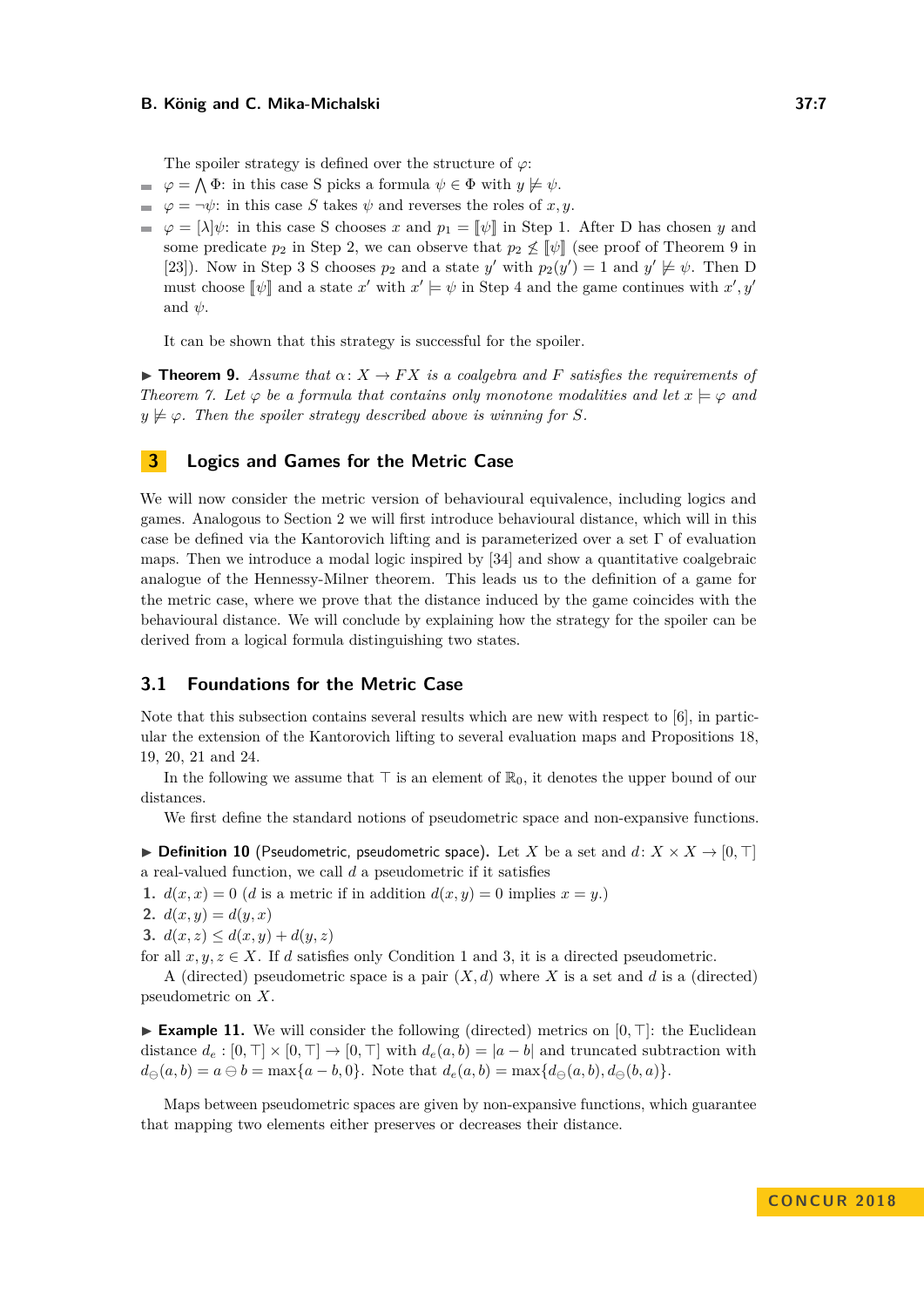The spoiler strategy is defined over the structure of $\varphi$:

- $\varphi = \bigwedge \Phi$: in this case S picks a formula $\psi \in \Phi$ with $y \not\models \psi$.
- $\varphi = \neg\psi$: in this case $S$ takes $\psi$ and reverses the roles of $x, y$.
- $\varphi = [\lambda]\psi$: in this case S chooses $x$ and $p_1 = [\![\psi]\!]$ in Step 1. After D has chosen $y$ and some predicate $p_2$ in Step 2, we can observe that $p_2 \not\leq [\![\psi]\!]$ (see proof of Theorem 9 in [23]). Now in Step 3 S chooses $p_2$ and a state $y'$ with $p_2(y') = 1$ and $y' \not\models \psi$. Then D must choose $[\![\psi]\!]$ and a state $x'$ with $x' \models \psi$ in Step 4 and the game continues with $x', y'$ and $\psi$.

It can be shown that this strategy is successful for the spoiler.

▶ **Theorem 9.** *Assume that $\alpha\colon X \to FX$ is a coalgebra and $F$ satisfies the requirements of Theorem 7. Let $\varphi$ be a formula that contains only monotone modalities and let $x \models \varphi$ and $y \not\models \varphi$. Then the spoiler strategy described above is winning for $S$.*

# 3 Logics and Games for the Metric Case

We will now consider the metric version of behavioural equivalence, including logics and games. Analogous to Section 2 we will first introduce behavioural distance, which will in this case be defined via the Kantorovich lifting and is parameterized over a set $\Gamma$ of evaluation maps. Then we introduce a modal logic inspired by [34] and show a quantitative coalgebraic analogue of the Hennessy-Milner theorem. This leads us to the definition of a game for the metric case, where we prove that the distance induced by the game coincides with the behavioural distance. We will conclude by explaining how the strategy for the spoiler can be derived from a logical formula distinguishing two states.

## 3.1 Foundations for the Metric Case

Note that this subsection contains several results which are new with respect to [6], in particular the extension of the Kantorovich lifting to several evaluation maps and Propositions 18, 19, 20, 21 and 24.

In the following we assume that $\top$ is an element of $\mathbb{R}_0$, it denotes the upper bound of our distances.

We first define the standard notions of pseudometric space and non-expansive functions.

▶ **Definition 10** (Pseudometric, pseudometric space)**.** Let $X$ be a set and $d\colon X \times X \to [0, \top]$ a real-valued function, we call $d$ a pseudometric if it satisfies

1. $d(x, x) = 0$ ($d$ is a metric if in addition $d(x, y) = 0$ implies $x = y$.)
2. $d(x, y) = d(y, x)$
3. $d(x, z) \leq d(x, y) + d(y, z)$

for all $x, y, z \in X$. If $d$ satisfies only Condition 1 and 3, it is a directed pseudometric.

A (directed) pseudometric space is a pair $(X, d)$ where $X$ is a set and $d$ is a (directed) pseudometric on $X$.

▶ **Example 11.** We will consider the following (directed) metrics on $[0, \top]$: the Euclidean distance $d_e : [0, \top] \times [0, \top] \to [0, \top]$ with $d_e(a, b) = |a - b|$ and truncated subtraction with $d_\ominus(a, b) = a \ominus b = \max\{a - b, 0\}$. Note that $d_e(a, b) = \max\{d_\ominus(a, b), d_\ominus(b, a)\}$.

Maps between pseudometric spaces are given by non-expansive functions, which guarantee that mapping two elements either preserves or decreases their distance.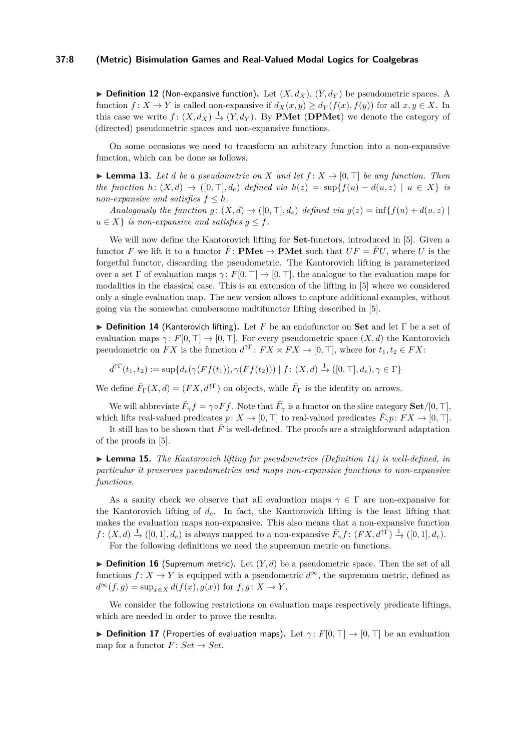▶ **Definition 12** (Non-expansive function). Let $(X, d_X)$, $(Y, d_Y)$ be pseudometric spaces. A function $f: X \to Y$ is called non-expansive if $d_X(x, y) \geq d_Y(f(x), f(y))$ for all $x, y \in X$. In this case we write $f: (X, d_X) \xrightarrow{1} (Y, d_Y)$. By **PMet** (**DPMet**) we denote the category of (directed) pseudometric spaces and non-expansive functions.

On some occasions we need to transform an arbitrary function into a non-expansive function, which can be done as follows.

▶ **Lemma 13.** *Let $d$ be a pseudometric on $X$ and let $f: X \to [0, \top]$ be any function. Then the function $h: (X, d) \to ([0, \top], d_e)$ defined via $h(z) = \sup\{f(u) - d(u, z) \mid u \in X\}$ is non-expansive and satisfies $f \leq h$.*

*Analogously the function $g: (X, d) \to ([0, \top], d_e)$ defined via $g(z) = \inf\{f(u) + d(u, z) \mid u \in X\}$ is non-expansive and satisfies $g \leq f$.*

We will now define the Kantorovich lifting for **Set**-functors, introduced in [5]. Given a functor $F$ we lift it to a functor $\bar{F}: \mathbf{PMet} \to \mathbf{PMet}$ such that $UF = \bar{F}U$, where $U$ is the forgetful functor, discarding the pseudometric. The Kantorovich lifting is parameterized over a set $\Gamma$ of evaluation maps $\gamma: F[0, \top] \to [0, \top]$, the analogue to the evaluation maps for modalities in the classical case. This is an extension of the lifting in [5] where we considered only a single evaluation map. The new version allows to capture additional examples, without going via the somewhat cumbersome multifunctor lifting described in [5].

▶ **Definition 14** (Kantorovich lifting). Let $F$ be an endofunctor on **Set** and let $\Gamma$ be a set of evaluation maps $\gamma: F[0, \top] \to [0, \top]$. For every pseudometric space $(X, d)$ the Kantorovich pseudometric on $FX$ is the function $d^{\uparrow\Gamma}: FX \times FX \to [0, \top]$, where for $t_1, t_2 \in FX$:

$$d^{\uparrow\Gamma}(t_1, t_2) := \sup\{d_e(\gamma(Ff(t_1)), \gamma(Ff(t_2))) \mid f: (X, d) \xrightarrow{1} ([0, \top], d_e), \gamma \in \Gamma\}$$

We define $\bar{F}_\Gamma(X, d) = (FX, d^{\uparrow\Gamma})$ on objects, while $\bar{F}_\Gamma$ is the identity on arrows.

We will abbreviate $\tilde{F}_\gamma f = \gamma \circ Ff$. Note that $\tilde{F}_\gamma$ is a functor on the slice category $\mathbf{Set}/[0, \top]$, which lifts real-valued predicates $p: X \to [0, \top]$ to real-valued predicates $\tilde{F}_\gamma p: FX \to [0, \top]$.

It still has to be shown that $\bar{F}$ is well-defined. The proofs are a straighforward adaptation of the proofs in [5].

▶ **Lemma 15.** *The Kantorovich lifting for pseudometrics (Definition 14) is well-defined, in particular it preserves pseudometrics and maps non-expansive functions to non-expansive functions.*

As a sanity check we observe that all evaluation maps $\gamma \in \Gamma$ are non-expansive for the Kantorovich lifting of $d_e$. In fact, the Kantorovich lifting is the least lifting that makes the evaluation maps non-expansive. This also means that a non-expansive function $f: (X, d) \xrightarrow{1} ([0, 1], d_e)$ is always mapped to a non-expansive $\tilde{F}_\gamma f: (FX, d^{\uparrow\Gamma}) \xrightarrow{1} ([0, 1], d_e)$.

For the following definitions we need the supremum metric on functions.

▶ **Definition 16** (Supremum metric). Let $(Y, d)$ be a pseudometric space. Then the set of all functions $f: X \to Y$ is equipped with a pseudometric $d^\infty$, the supremum metric, defined as $d^\infty(f, g) = \sup_{x \in X} d(f(x), g(x))$ for $f, g: X \to Y$.

We consider the following restrictions on evaluation maps respectively predicate liftings, which are needed in order to prove the results.

▶ **Definition 17** (Properties of evaluation maps). Let $\gamma: F[0, \top] \to [0, \top]$ be an evaluation map for a functor $F: Set \to Set$.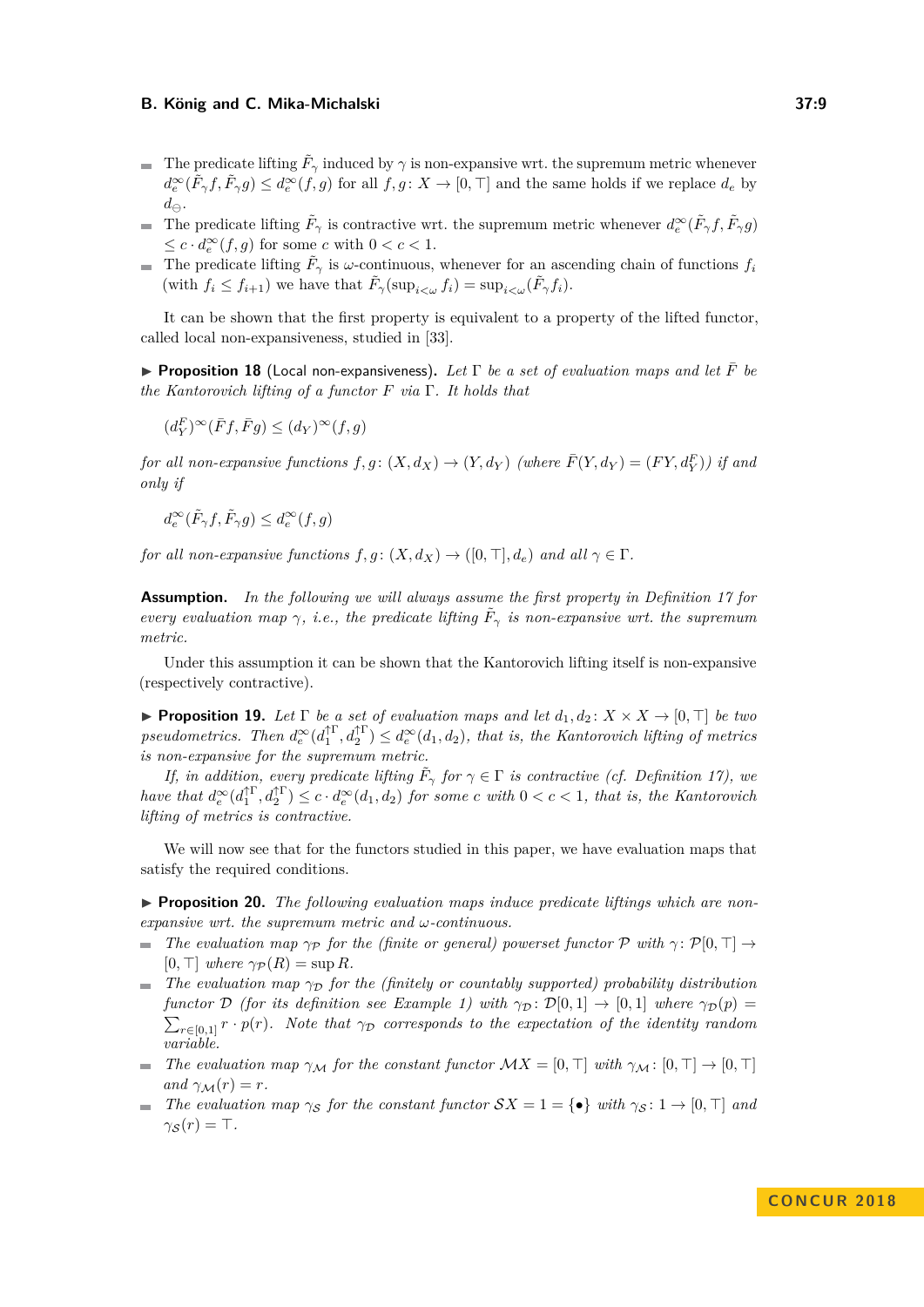- The predicate lifting $\tilde{F}_\gamma$ induced by $\gamma$ is non-expansive wrt. the supremum metric whenever $d_e^\infty(\tilde{F}_\gamma f, \tilde{F}_\gamma g) \le d_e^\infty(f,g)$ for all $f, g \colon X \to [0,\top]$ and the same holds if we replace $d_e$ by $d_\ominus$.
- The predicate lifting $\tilde{F}_\gamma$ is contractive wrt. the supremum metric whenever $d_e^\infty(\tilde{F}_\gamma f, \tilde{F}_\gamma g) \le c \cdot d_e^\infty(f,g)$ for some $c$ with $0 < c < 1$.
- The predicate lifting $\tilde{F}_\gamma$ is $\omega$-continuous, whenever for an ascending chain of functions $f_i$ (with $f_i \le f_{i+1}$) we have that $\tilde{F}_\gamma(\sup_{i<\omega} f_i) = \sup_{i<\omega}(\tilde{F}_\gamma f_i)$.

It can be shown that the first property is equivalent to a property of the lifted functor, called local non-expansiveness, studied in [33].

▶ **Proposition 18** (Local non-expansiveness)**.** *Let $\Gamma$ be a set of evaluation maps and let $\bar{F}$ be the Kantorovich lifting of a functor $F$ via $\Gamma$. It holds that*

$$(d_Y^F)^\infty(\bar{F}f, \bar{F}g) \le (d_Y)^\infty(f,g)$$

*for all non-expansive functions $f, g \colon (X, d_X) \to (Y, d_Y)$ (where $\bar{F}(Y, d_Y) = (FY, d_Y^F)$) if and only if*

$$d_e^\infty(\tilde{F}_\gamma f, \tilde{F}_\gamma g) \le d_e^\infty(f,g)$$

*for all non-expansive functions $f, g \colon (X, d_X) \to ([0,\top], d_e)$ and all $\gamma \in \Gamma$.*

**Assumption.** *In the following we will always assume the first property in Definition 17 for every evaluation map $\gamma$, i.e., the predicate lifting $\tilde{F}_\gamma$ is non-expansive wrt. the supremum metric.*

Under this assumption it can be shown that the Kantorovich lifting itself is non-expansive (respectively contractive).

▶ **Proposition 19.** *Let $\Gamma$ be a set of evaluation maps and let $d_1, d_2 \colon X \times X \to [0,\top]$ be two pseudometrics. Then $d_e^\infty(d_1^{\uparrow\Gamma}, d_2^{\uparrow\Gamma}) \le d_e^\infty(d_1, d_2)$, that is, the Kantorovich lifting of metrics is non-expansive for the supremum metric.*

*If, in addition, every predicate lifting $\tilde{F}_\gamma$ for $\gamma \in \Gamma$ is contractive (cf. Definition 17), we have that $d_e^\infty(d_1^{\uparrow\Gamma}, d_2^{\uparrow\Gamma}) \le c \cdot d_e^\infty(d_1, d_2)$ for some $c$ with $0 < c < 1$, that is, the Kantorovich lifting of metrics is contractive.*

We will now see that for the functors studied in this paper, we have evaluation maps that satisfy the required conditions.

▶ **Proposition 20.** *The following evaluation maps induce predicate liftings which are non-expansive wrt. the supremum metric and $\omega$-continuous.*

- *The evaluation map $\gamma_\mathcal{P}$ for the (finite or general) powerset functor $\mathcal{P}$ with $\gamma \colon \mathcal{P}[0,\top] \to [0,\top]$ where $\gamma_\mathcal{P}(R) = \sup R$.*
- *The evaluation map $\gamma_\mathcal{D}$ for the (finitely or countably supported) probability distribution functor $\mathcal{D}$ (for its definition see Example 1) with $\gamma_\mathcal{D} \colon \mathcal{D}[0,1] \to [0,1]$ where $\gamma_\mathcal{D}(p) = \sum_{r\in[0,1]} r \cdot p(r)$. Note that $\gamma_\mathcal{D}$ corresponds to the expectation of the identity random variable.*
- *The evaluation map $\gamma_\mathcal{M}$ for the constant functor $\mathcal{M}X = [0,\top]$ with $\gamma_\mathcal{M} \colon [0,\top] \to [0,\top]$ and $\gamma_\mathcal{M}(r) = r$.*
- *The evaluation map $\gamma_\mathcal{S}$ for the constant functor $\mathcal{S}X = 1 = \{\bullet\}$ with $\gamma_\mathcal{S} \colon 1 \to [0,\top]$ and $\gamma_\mathcal{S}(r) = \top$.*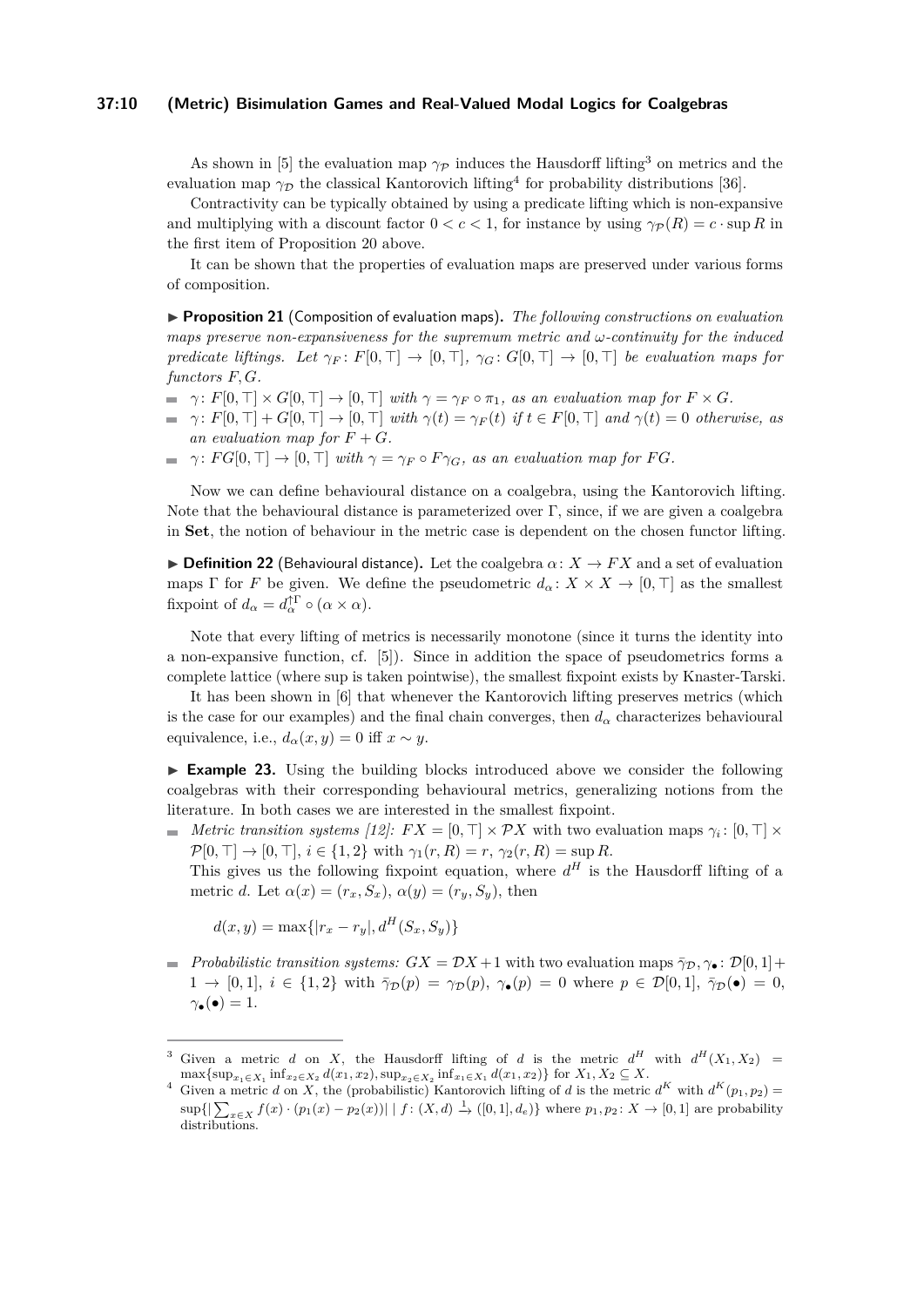As shown in [5] the evaluation map $\gamma_{\mathcal{P}}$ induces the Hausdorff lifting[3] on metrics and the evaluation map $\gamma_{\mathcal{D}}$ the classical Kantorovich lifting[4] for probability distributions [36].

Contractivity can be typically obtained by using a predicate lifting which is non-expansive and multiplying with a discount factor $0 < c < 1$, for instance by using $\gamma_{\mathcal{P}}(R) = c \cdot \sup R$ in the first item of Proposition 20 above.

It can be shown that the properties of evaluation maps are preserved under various forms of composition.

▶ **Proposition 21** (Composition of evaluation maps). *The following constructions on evaluation maps preserve non-expansiveness for the supremum metric and $\omega$-continuity for the induced predicate liftings. Let $\gamma_F\colon F[0,\top] \to [0,\top]$, $\gamma_G\colon G[0,\top] \to [0,\top]$ be evaluation maps for functors $F, G$.*

- $\gamma\colon F[0,\top] \times G[0,\top] \to [0,\top]$ *with $\gamma = \gamma_F \circ \pi_1$, as an evaluation map for $F \times G$.*
- $\gamma\colon F[0,\top] + G[0,\top] \to [0,\top]$ *with $\gamma(t) = \gamma_F(t)$ if $t \in F[0,\top]$ and $\gamma(t) = 0$ otherwise, as an evaluation map for $F + G$.*
- $\gamma\colon FG[0,\top] \to [0,\top]$ *with $\gamma = \gamma_F \circ F\gamma_G$, as an evaluation map for $FG$.*

Now we can define behavioural distance on a coalgebra, using the Kantorovich lifting. Note that the behavioural distance is parameterized over $\Gamma$, since, if we are given a coalgebra in **Set**, the notion of behaviour in the metric case is dependent on the chosen functor lifting.

▶ **Definition 22** (Behavioural distance). Let the coalgebra $\alpha\colon X \to FX$ and a set of evaluation maps $\Gamma$ for $F$ be given. We define the pseudometric $d_\alpha\colon X \times X \to [0,\top]$ as the smallest fixpoint of $d_\alpha = d_\alpha^{\uparrow\Gamma} \circ (\alpha \times \alpha)$.

Note that every lifting of metrics is necessarily monotone (since it turns the identity into a non-expansive function, cf. [5]). Since in addition the space of pseudometrics forms a complete lattice (where sup is taken pointwise), the smallest fixpoint exists by Knaster-Tarski.

It has been shown in [6] that whenever the Kantorovich lifting preserves metrics (which is the case for our examples) and the final chain converges, then $d_\alpha$ characterizes behavioural equivalence, i.e., $d_\alpha(x,y) = 0$ iff $x \sim y$.

▶ **Example 23.** Using the building blocks introduced above we consider the following coalgebras with their corresponding behavioural metrics, generalizing notions from the literature. In both cases we are interested in the smallest fixpoint.

- *Metric transition systems [12]:* $FX = [0,\top] \times \mathcal{P}X$ with two evaluation maps $\gamma_i\colon [0,\top] \times \mathcal{P}[0,\top] \to [0,\top]$, $i \in \{1,2\}$ with $\gamma_1(r,R) = r$, $\gamma_2(r,R) = \sup R$.
  This gives us the following fixpoint equation, where $d^H$ is the Hausdorff lifting of a metric $d$. Let $\alpha(x) = (r_x, S_x)$, $\alpha(y) = (r_y, S_y)$, then

  $$d(x,y) = \max\{|r_x - r_y|, d^H(S_x, S_y)\}$$

- *Probabilistic transition systems:* $GX = \mathcal{D}X + 1$ with two evaluation maps $\bar{\gamma}_{\mathcal{D}}, \gamma_\bullet\colon \mathcal{D}[0,1] + 1 \to [0,1]$, $i \in \{1,2\}$ with $\bar{\gamma}_{\mathcal{D}}(p) = \gamma_{\mathcal{D}}(p)$, $\gamma_\bullet(p) = 0$ where $p \in \mathcal{D}[0,1]$, $\bar{\gamma}_{\mathcal{D}}(\bullet) = 0$, $\gamma_\bullet(\bullet) = 1$.

---

[3] Given a metric $d$ on $X$, the Hausdorff lifting of $d$ is the metric $d^H$ with $d^H(X_1, X_2) = \max\{\sup_{x_1 \in X_1} \inf_{x_2 \in X_2} d(x_1,x_2), \sup_{x_2 \in X_2} \inf_{x_1 \in X_1} d(x_1,x_2)\}$ for $X_1, X_2 \subseteq X$.

[4] Given a metric $d$ on $X$, the (probabilistic) Kantorovich lifting of $d$ is the metric $d^K$ with $d^K(p_1,p_2) = \sup\{|\sum_{x \in X} f(x) \cdot (p_1(x) - p_2(x))| \mid f\colon (X,d) \xrightarrow{1} ([0,1], d_e)\}$ where $p_1, p_2\colon X \to [0,1]$ are probability distributions.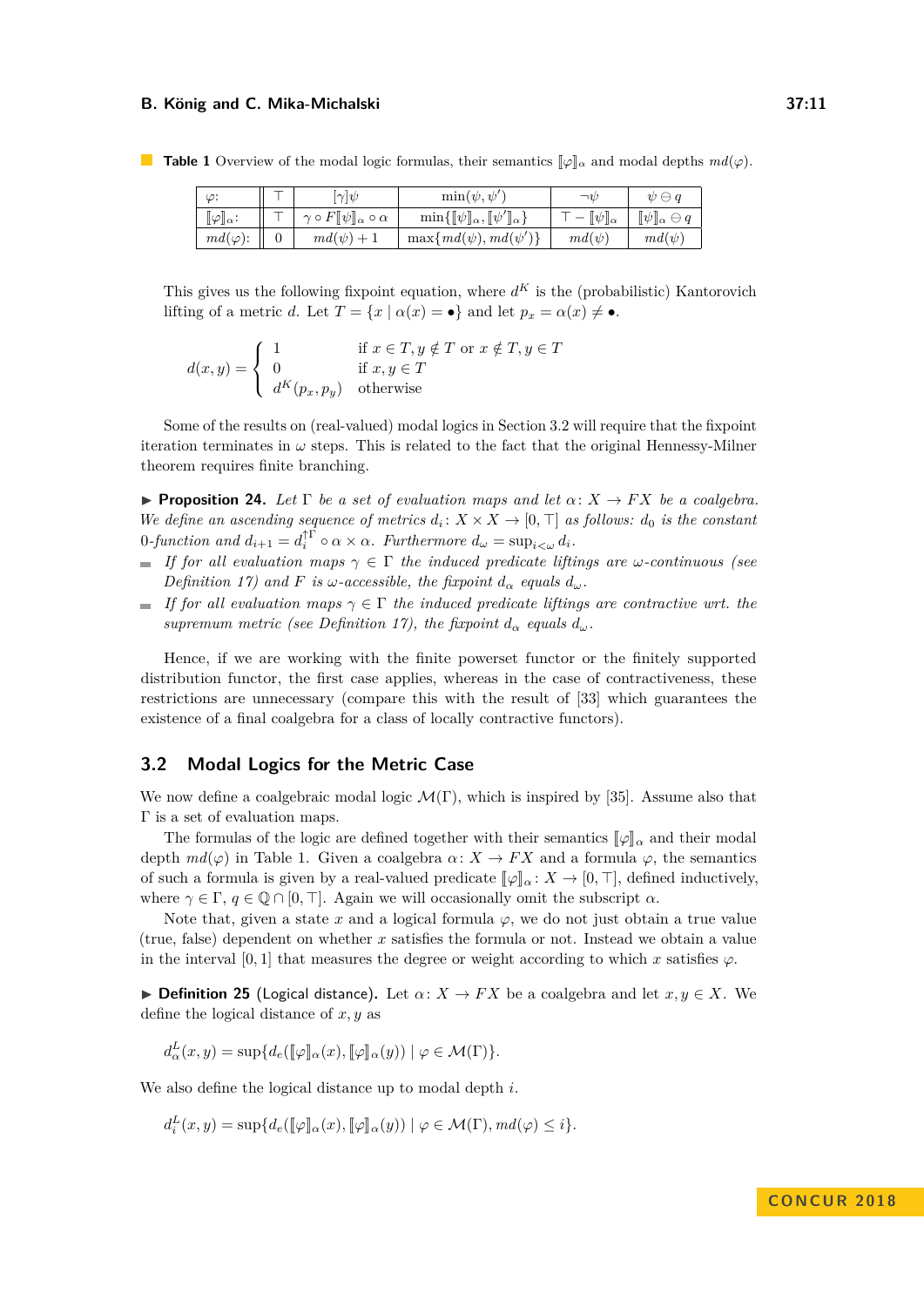**Table 1** Overview of the modal logic formulas, their semantics $[\![\varphi]\!]_\alpha$ and modal depths $md(\varphi)$.

| $\varphi$: | $\top$ | $[\gamma]\psi$ | $\min(\psi,\psi')$ | $\neg\psi$ | $\psi \ominus q$ |
|---|---|---|---|---|---|
| $[\![\varphi]\!]_\alpha$: | $\top$ | $\gamma \circ F[\![\psi]\!]_\alpha \circ \alpha$ | $\min\{[\![\psi]\!]_\alpha, [\![\psi']\!]_\alpha\}$ | $\top - [\![\psi]\!]_\alpha$ | $[\![\psi]\!]_\alpha \ominus q$ |
| $md(\varphi)$: | $0$ | $md(\psi)+1$ | $\max\{md(\psi), md(\psi')\}$ | $md(\psi)$ | $md(\psi)$ |

This gives us the following fixpoint equation, where $d^K$ is the (probabilistic) Kantorovich lifting of a metric $d$. Let $T = \{x \mid \alpha(x) = \bullet\}$ and let $p_x = \alpha(x) \neq \bullet$.

$$d(x,y) = \begin{cases} 1 & \text{if } x \in T, y \notin T \text{ or } x \notin T, y \in T \\ 0 & \text{if } x,y \in T \\ d^K(p_x,p_y) & \text{otherwise} \end{cases}$$

Some of the results on (real-valued) modal logics in Section 3.2 will require that the fixpoint iteration terminates in $\omega$ steps. This is related to the fact that the original Hennessy-Milner theorem requires finite branching.

▶ **Proposition 24.** *Let $\Gamma$ be a set of evaluation maps and let $\alpha\colon X \to FX$ be a coalgebra. We define an ascending sequence of metrics $d_i\colon X \times X \to [0,\top]$ as follows: $d_0$ is the constant 0-function and $d_{i+1} = d_i^{\uparrow\Gamma} \circ \alpha \times \alpha$. Furthermore $d_\omega = \sup_{i<\omega} d_i$.*

- *If for all evaluation maps $\gamma \in \Gamma$ the induced predicate liftings are $\omega$-continuous (see Definition 17) and $F$ is $\omega$-accessible, the fixpoint $d_\alpha$ equals $d_\omega$.*
- *If for all evaluation maps $\gamma \in \Gamma$ the induced predicate liftings are contractive wrt. the supremum metric (see Definition 17), the fixpoint $d_\alpha$ equals $d_\omega$.*

Hence, if we are working with the finite powerset functor or the finitely supported distribution functor, the first case applies, whereas in the case of contractiveness, these restrictions are unnecessary (compare this with the result of [33] which guarantees the existence of a final coalgebra for a class of locally contractive functors).

## 3.2 Modal Logics for the Metric Case

We now define a coalgebraic modal logic $\mathcal{M}(\Gamma)$, which is inspired by [35]. Assume also that $\Gamma$ is a set of evaluation maps.

The formulas of the logic are defined together with their semantics $[\![\varphi]\!]_\alpha$ and their modal depth $md(\varphi)$ in Table 1. Given a coalgebra $\alpha\colon X \to FX$ and a formula $\varphi$, the semantics of such a formula is given by a real-valued predicate $[\![\varphi]\!]_\alpha\colon X \to [0,\top]$, defined inductively, where $\gamma \in \Gamma$, $q \in \mathbb{Q} \cap [0,\top]$. Again we will occasionally omit the subscript $\alpha$.

Note that, given a state $x$ and a logical formula $\varphi$, we do not just obtain a true value (true, false) dependent on whether $x$ satisfies the formula or not. Instead we obtain a value in the interval $[0,1]$ that measures the degree or weight according to which $x$ satisfies $\varphi$.

▶ **Definition 25** (Logical distance)**.** Let $\alpha\colon X \to FX$ be a coalgebra and let $x,y \in X$. We define the logical distance of $x,y$ as

$$d_\alpha^L(x,y) = \sup\{d_e([\![\varphi]\!]_\alpha(x), [\![\varphi]\!]_\alpha(y)) \mid \varphi \in \mathcal{M}(\Gamma)\}.$$

We also define the logical distance up to modal depth $i$.

$$d_i^L(x,y) = \sup\{d_e([\![\varphi]\!]_\alpha(x), [\![\varphi]\!]_\alpha(y)) \mid \varphi \in \mathcal{M}(\Gamma), md(\varphi) \le i\}.$$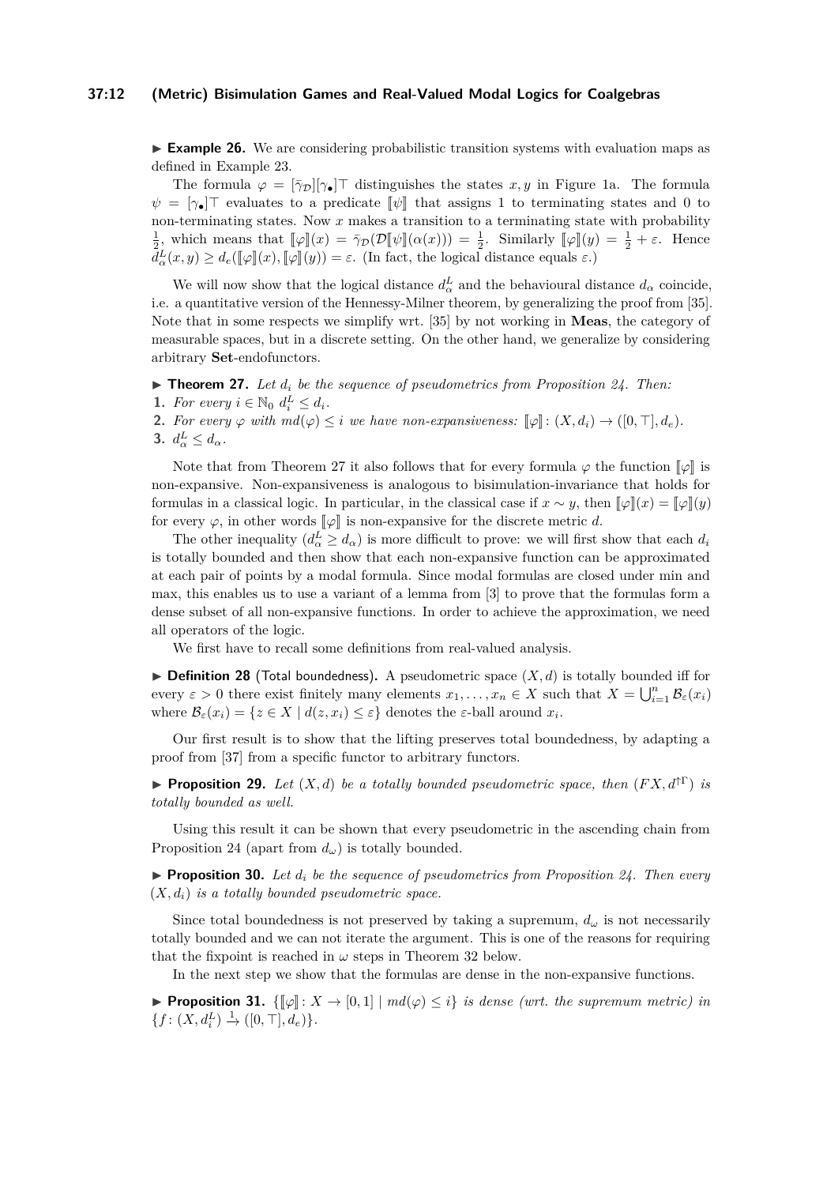▶ **Example 26.** We are considering probabilistic transition systems with evaluation maps as defined in Example 23.

The formula $\varphi = [\bar{\gamma}_{\mathcal{D}}][\gamma_\bullet]\top$ distinguishes the states $x, y$ in Figure 1a. The formula $\psi = [\gamma_\bullet]\top$ evaluates to a predicate $[\![\psi]\!]$ that assigns 1 to terminating states and 0 to non-terminating states. Now $x$ makes a transition to a terminating state with probability $\frac{1}{2}$, which means that $[\![\varphi]\!](x) = \bar{\gamma}_{\mathcal{D}}(\mathcal{D}[\![\psi]\!](\alpha(x))) = \frac{1}{2}$. Similarly $[\![\varphi]\!](y) = \frac{1}{2} + \varepsilon$. Hence $d^L_\alpha(x, y) \geq d_e([\![\varphi]\!](x), [\![\varphi]\!](y)) = \varepsilon$. (In fact, the logical distance equals $\varepsilon$.)

We will now show that the logical distance $d^L_\alpha$ and the behavioural distance $d_\alpha$ coincide, i.e. a quantitative version of the Hennessy-Milner theorem, by generalizing the proof from [35]. Note that in some respects we simplify wrt. [35] by not working in **Meas**, the category of measurable spaces, but in a discrete setting. On the other hand, we generalize by considering arbitrary **Set**-endofunctors.

▶ **Theorem 27.** *Let $d_i$ be the sequence of pseudometrics from Proposition 24. Then:*

1. *For every $i \in \mathbb{N}_0$ $d^L_i \leq d_i$.*
2. *For every $\varphi$ with $md(\varphi) \leq i$ we have non-expansiveness: $[\![\varphi]\!]\colon (X, d_i) \to ([0, \top], d_e)$.*
3. *$d^L_\alpha \leq d_\alpha$.*

Note that from Theorem 27 it also follows that for every formula $\varphi$ the function $[\![\varphi]\!]$ is non-expansive. Non-expansiveness is analogous to bisimulation-invariance that holds for formulas in a classical logic. In particular, in the classical case if $x \sim y$, then $[\![\varphi]\!](x) = [\![\varphi]\!](y)$ for every $\varphi$, in other words $[\![\varphi]\!]$ is non-expansive for the discrete metric $d$.

The other inequality ($d^L_\alpha \geq d_\alpha$) is more difficult to prove: we will first show that each $d_i$ is totally bounded and then show that each non-expansive function can be approximated at each pair of points by a modal formula. Since modal formulas are closed under min and max, this enables us to use a variant of a lemma from [3] to prove that the formulas form a dense subset of all non-expansive functions. In order to achieve the approximation, we need all operators of the logic.

We first have to recall some definitions from real-valued analysis.

▶ **Definition 28** (Total boundedness)**.** A pseudometric space $(X, d)$ is totally bounded iff for every $\varepsilon > 0$ there exist finitely many elements $x_1, \ldots, x_n \in X$ such that $X = \bigcup_{i=1}^n \mathcal{B}_\varepsilon(x_i)$ where $\mathcal{B}_\varepsilon(x_i) = \{z \in X \mid d(z, x_i) \leq \varepsilon\}$ denotes the $\varepsilon$-ball around $x_i$.

Our first result is to show that the lifting preserves total boundedness, by adapting a proof from [37] from a specific functor to arbitrary functors.

▶ **Proposition 29.** *Let $(X, d)$ be a totally bounded pseudometric space, then $(FX, d^{\uparrow\Gamma})$ is totally bounded as well.*

Using this result it can be shown that every pseudometric in the ascending chain from Proposition 24 (apart from $d_\omega$) is totally bounded.

▶ **Proposition 30.** *Let $d_i$ be the sequence of pseudometrics from Proposition 24. Then every $(X, d_i)$ is a totally bounded pseudometric space.*

Since total boundedness is not preserved by taking a supremum, $d_\omega$ is not necessarily totally bounded and we can not iterate the argument. This is one of the reasons for requiring that the fixpoint is reached in $\omega$ steps in Theorem 32 below.

In the next step we show that the formulas are dense in the non-expansive functions.

▶ **Proposition 31.** *$\{[\![\varphi]\!]\colon X \to [0, 1] \mid md(\varphi) \leq i\}$ is dense (wrt. the supremum metric) in $\{f\colon (X, d^L_i) \xrightarrow{1} ([0, \top], d_e)\}$.*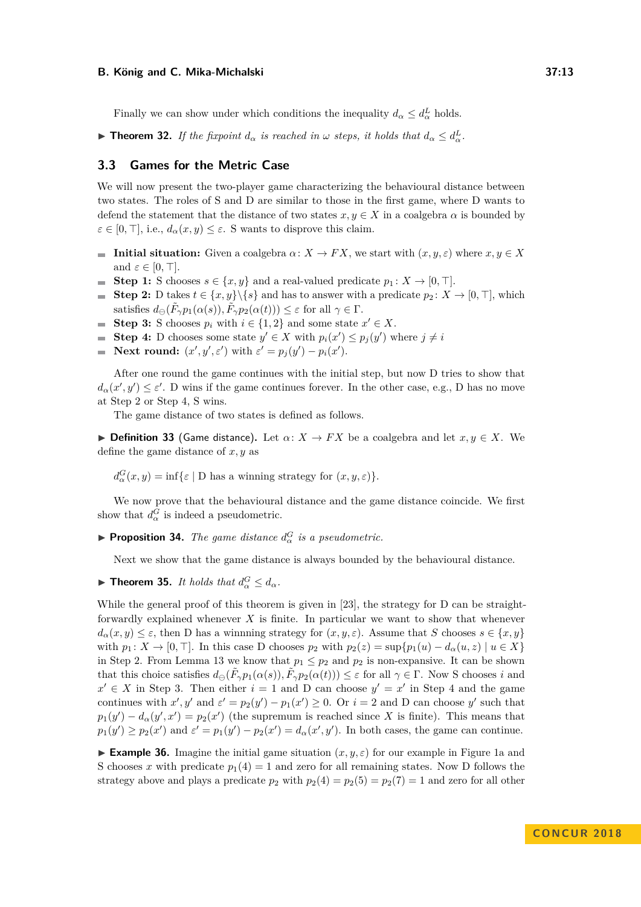Finally we can show under which conditions the inequality $d_\alpha \le d_\alpha^L$ holds.

▶ **Theorem 32.** *If the fixpoint $d_\alpha$ is reached in $\omega$ steps, it holds that $d_\alpha \le d_\alpha^L$.*

## 3.3 Games for the Metric Case

We will now present the two-player game characterizing the behavioural distance between two states. The roles of S and D are similar to those in the first game, where D wants to defend the statement that the distance of two states $x, y \in X$ in a coalgebra $\alpha$ is bounded by $\varepsilon \in [0, \top]$, i.e., $d_\alpha(x, y) \le \varepsilon$. S wants to disprove this claim.

- **Initial situation:** Given a coalgebra $\alpha\colon X \to FX$, we start with $(x, y, \varepsilon)$ where $x, y \in X$ and $\varepsilon \in [0, \top]$.
- **Step 1:** S chooses $s \in \{x, y\}$ and a real-valued predicate $p_1\colon X \to [0, \top]$.
- **Step 2:** D takes $t \in \{x, y\} \backslash \{s\}$ and has to answer with a predicate $p_2\colon X \to [0, \top]$, which satisfies $d_\ominus(\tilde{F}_\gamma p_1(\alpha(s)), \tilde{F}_\gamma p_2(\alpha(t))) \le \varepsilon$ for all $\gamma \in \Gamma$.
- **Step 3:** S chooses $p_i$ with $i \in \{1, 2\}$ and some state $x' \in X$.
- **Step 4:** D chooses some state $y' \in X$ with $p_i(x') \le p_j(y')$ where $j \ne i$
- **Next round:** $(x', y', \varepsilon')$ with $\varepsilon' = p_j(y') - p_i(x')$.

After one round the game continues with the initial step, but now D tries to show that $d_\alpha(x', y') \le \varepsilon'$. D wins if the game continues forever. In the other case, e.g., D has no move at Step 2 or Step 4, S wins.

The game distance of two states is defined as follows.

▶ **Definition 33** (Game distance)**.** Let $\alpha\colon X \to FX$ be a coalgebra and let $x, y \in X$. We define the game distance of $x, y$ as

$$d_\alpha^G(x, y) = \inf\{\varepsilon \mid \text{D has a winning strategy for } (x, y, \varepsilon)\}.$$

We now prove that the behavioural distance and the game distance coincide. We first show that $d_\alpha^G$ is indeed a pseudometric.

▶ **Proposition 34.** *The game distance $d_\alpha^G$ is a pseudometric.*

Next we show that the game distance is always bounded by the behavioural distance.

▶ **Theorem 35.** *It holds that $d_\alpha^G \le d_\alpha$.*

While the general proof of this theorem is given in [23], the strategy for D can be straightforwardly explained whenever $X$ is finite. In particular we want to show that whenever $d_\alpha(x, y) \le \varepsilon$, then D has a winnning strategy for $(x, y, \varepsilon)$. Assume that $S$ chooses $s \in \{x, y\}$ with $p_1\colon X \to [0, \top]$. In this case D chooses $p_2$ with $p_2(z) = \sup\{p_1(u) - d_\alpha(u, z) \mid u \in X\}$ in Step 2. From Lemma 13 we know that $p_1 \le p_2$ and $p_2$ is non-expansive. It can be shown that this choice satisfies $d_\ominus(\tilde{F}_\gamma p_1(\alpha(s)), \tilde{F}_\gamma p_2(\alpha(t))) \le \varepsilon$ for all $\gamma \in \Gamma$. Now S chooses $i$ and $x' \in X$ in Step 3. Then either $i = 1$ and D can choose $y' = x'$ in Step 4 and the game continues with $x', y'$ and $\varepsilon' = p_2(y') - p_1(x') \ge 0$. Or $i = 2$ and D can choose $y'$ such that $p_1(y') - d_\alpha(y', x') = p_2(x')$ (the supremum is reached since $X$ is finite). This means that $p_1(y') \ge p_2(x')$ and $\varepsilon' = p_1(y') - p_2(x') = d_\alpha(x', y')$. In both cases, the game can continue.

▶ **Example 36.** Imagine the initial game situation $(x, y, \varepsilon)$ for our example in Figure 1a and S chooses $x$ with predicate $p_1(4) = 1$ and zero for all remaining states. Now D follows the strategy above and plays a predicate $p_2$ with $p_2(4) = p_2(5) = p_2(7) = 1$ and zero for all other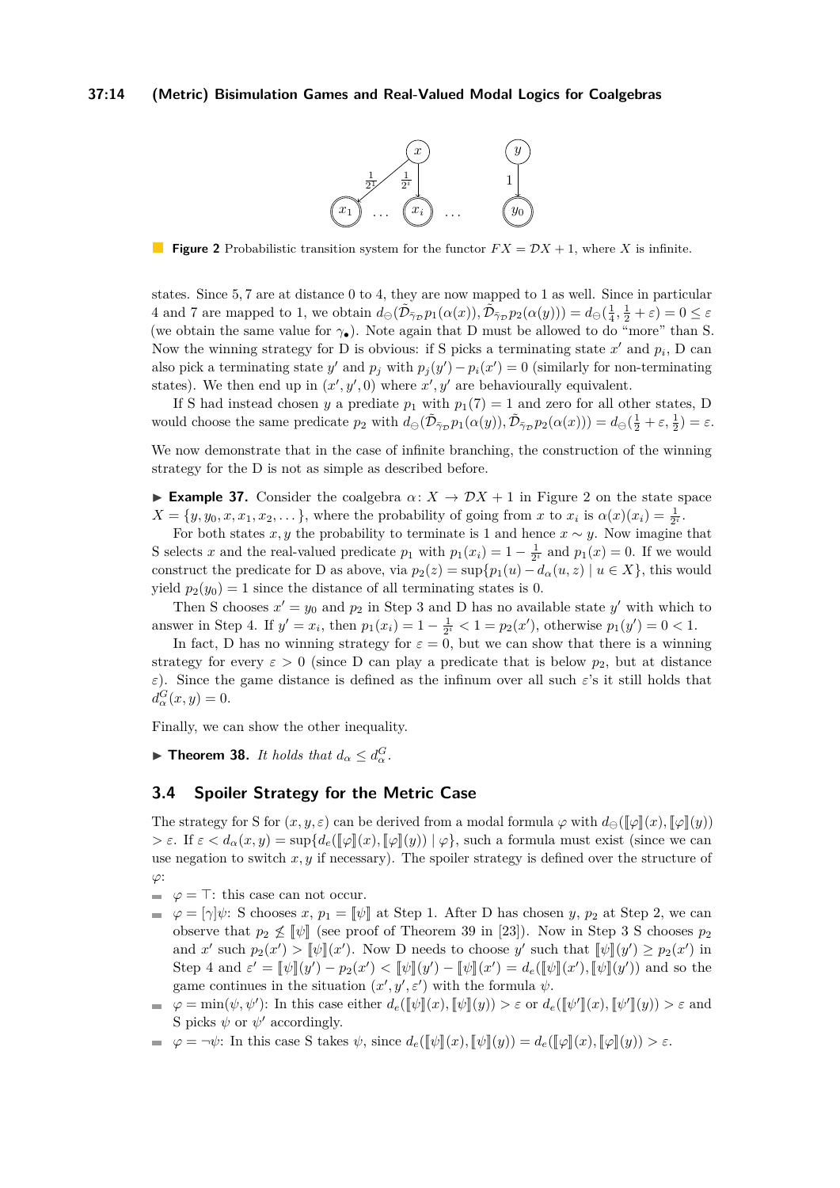**Figure 2** Probabilistic transition system for the functor $FX = \mathcal{D}X + 1$, where $X$ is infinite.

states. Since 5, 7 are at distance 0 to 4, they are now mapped to 1 as well. Since in particular 4 and 7 are mapped to 1, we obtain $d_\ominus(\tilde{\mathcal{D}}_{\tilde{\gamma}_\mathcal{D}} p_1(\alpha(x)), \tilde{\mathcal{D}}_{\tilde{\gamma}_\mathcal{D}} p_2(\alpha(y))) = d_\ominus(\frac{1}{4}, \frac{1}{2} + \varepsilon) = 0 \le \varepsilon$ (we obtain the same value for $\gamma_\bullet$). Note again that D must be allowed to do "more" than S. Now the winning strategy for D is obvious: if S picks a terminating state $x'$ and $p_i$, D can also pick a terminating state $y'$ and $p_j$ with $p_j(y') - p_i(x') = 0$ (similarly for non-terminating states). We then end up in $(x', y', 0)$ where $x', y'$ are behaviourally equivalent.

If S had instead chosen $y$ a prediate $p_1$ with $p_1(7) = 1$ and zero for all other states, D would choose the same predicate $p_2$ with $d_\ominus(\tilde{\mathcal{D}}_{\tilde{\gamma}_\mathcal{D}} p_1(\alpha(y)), \tilde{\mathcal{D}}_{\tilde{\gamma}_\mathcal{D}} p_2(\alpha(x))) = d_\ominus(\frac{1}{2} + \varepsilon, \frac{1}{2}) = \varepsilon$.

We now demonstrate that in the case of infinite branching, the construction of the winning strategy for the D is not as simple as described before.

▶ **Example 37.** Consider the coalgebra $\alpha \colon X \to \mathcal{D}X + 1$ in Figure 2 on the state space $X = \{y, y_0, x, x_1, x_2, \dots\}$, where the probability of going from $x$ to $x_i$ is $\alpha(x)(x_i) = \frac{1}{2^i}$.

For both states $x, y$ the probability to terminate is 1 and hence $x \sim y$. Now imagine that S selects $x$ and the real-valued predicate $p_1$ with $p_1(x_i) = 1 - \frac{1}{2^i}$ and $p_1(x) = 0$. If we would construct the predicate for D as above, via $p_2(z) = \sup\{p_1(u) - d_\alpha(u, z) \mid u \in X\}$, this would yield $p_2(y_0) = 1$ since the distance of all terminating states is 0.

Then S chooses $x' = y_0$ and $p_2$ in Step 3 and D has no available state $y'$ with which to answer in Step 4. If $y' = x_i$, then $p_1(x_i) = 1 - \frac{1}{2^i} < 1 = p_2(x')$, otherwise $p_1(y') = 0 < 1$.

In fact, D has no winning strategy for $\varepsilon = 0$, but we can show that there is a winning strategy for every $\varepsilon > 0$ (since D can play a predicate that is below $p_2$, but at distance $\varepsilon$). Since the game distance is defined as the infinum over all such $\varepsilon$'s it still holds that $d_\alpha^G(x, y) = 0$.

Finally, we can show the other inequality.

▶ **Theorem 38.** *It holds that* $d_\alpha \le d_\alpha^G$.

### 3.4 Spoiler Strategy for the Metric Case

The strategy for S for $(x, y, \varepsilon)$ can be derived from a modal formula $\varphi$ with $d_\ominus([\![\varphi]\!](x), [\![\varphi]\!](y)) > \varepsilon$. If $\varepsilon < d_\alpha(x, y) = \sup\{d_e([\![\varphi]\!](x), [\![\varphi]\!](y)) \mid \varphi\}$, such a formula must exist (since we can use negation to switch $x, y$ if necessary). The spoiler strategy is defined over the structure of $\varphi$:

- $\varphi = \top$: this case can not occur.
- $\varphi = [\gamma]\psi$: S chooses $x$, $p_1 = [\![\psi]\!]$ at Step 1. After D has chosen $y$, $p_2$ at Step 2, we can observe that $p_2 \not\le [\![\psi]\!]$ (see proof of Theorem 39 in [23]). Now in Step 3 S chooses $p_2$ and $x'$ such $p_2(x') > [\![\psi]\!](x')$. Now D needs to choose $y'$ such that $[\![\psi]\!](y') \ge p_2(x')$ in Step 4 and $\varepsilon' = [\![\psi]\!](y') - p_2(x') < [\![\psi]\!](y') - [\![\psi]\!](x') = d_e([\![\psi]\!](x), [\![\psi]\!](y))$ and so the game continues in the situation $(x', y', \varepsilon')$ with the formula $\psi$.
- $\varphi = \min(\psi, \psi')$: In this case either $d_e([\![\psi]\!](x), [\![\psi]\!](y)) > \varepsilon$ or $d_e([\![\psi']\!](x), [\![\psi']\!](y)) > \varepsilon$ and S picks $\psi$ or $\psi'$ accordingly.
- $\varphi = \neg\psi$: In this case S takes $\psi$, since $d_e([\![\psi]\!](x), [\![\psi]\!](y)) = d_e([\![\varphi]\!](x), [\![\varphi]\!](y)) > \varepsilon$.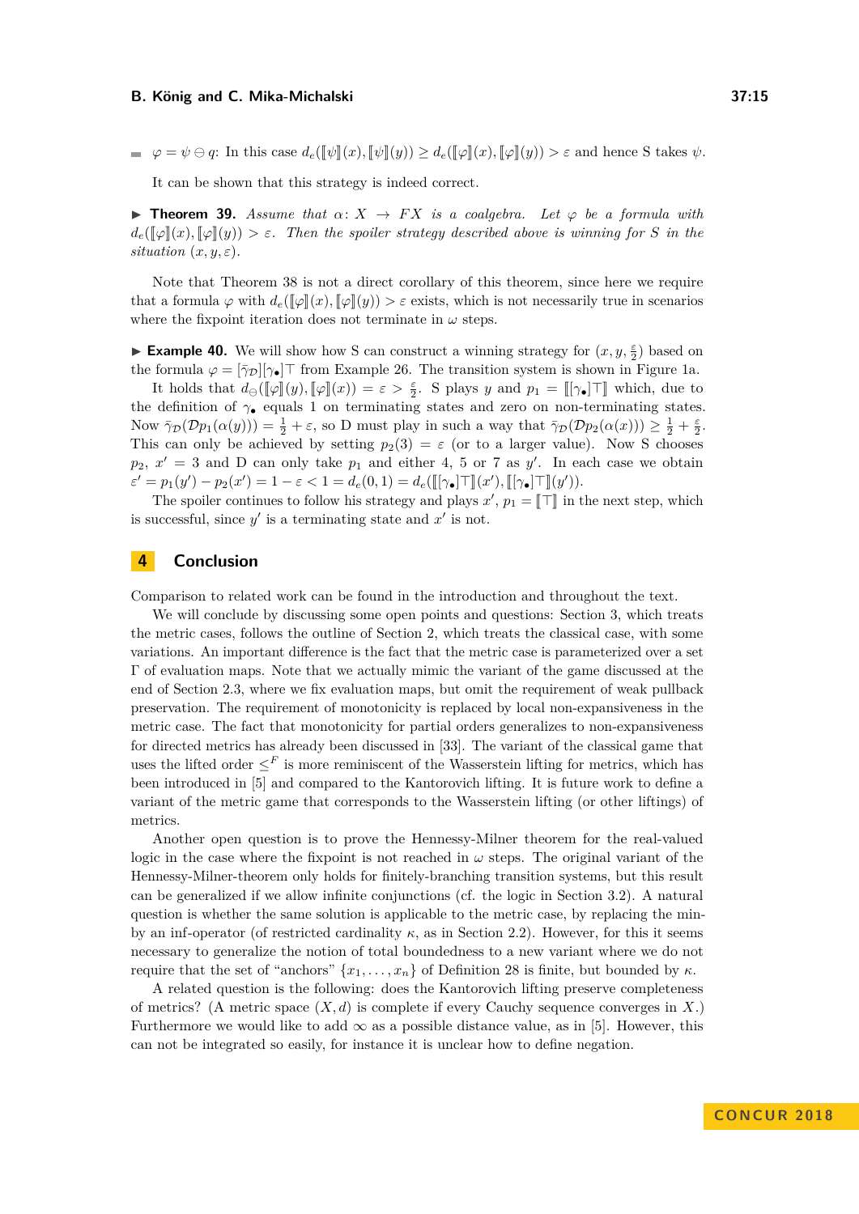- $\varphi = \psi \ominus q$: In this case $d_e([\![\psi]\!](x), [\![\psi]\!](y)) \geq d_e([\![\varphi]\!](x), [\![\varphi]\!](y)) > \varepsilon$ and hence S takes $\psi$.

  It can be shown that this strategy is indeed correct.

▶ **Theorem 39.** *Assume that $\alpha\colon X \to FX$ is a coalgebra. Let $\varphi$ be a formula with $d_e([\![\varphi]\!](x), [\![\varphi]\!](y)) > \varepsilon$. Then the spoiler strategy described above is winning for S in the situation $(x, y, \varepsilon)$.*

Note that Theorem 38 is not a direct corollary of this theorem, since here we require that a formula $\varphi$ with $d_e([\![\varphi]\!](x), [\![\varphi]\!](y)) > \varepsilon$ exists, which is not necessarily true in scenarios where the fixpoint iteration does not terminate in $\omega$ steps.

▶ **Example 40.** We will show how S can construct a winning strategy for $(x, y, \frac{\varepsilon}{2})$ based on the formula $\varphi = [\bar{\gamma}_\mathcal{D}][\gamma_\bullet]\top$ from Example 26. The transition system is shown in Figure 1a.

It holds that $d_\ominus([\![\varphi]\!](y), [\![\varphi]\!](x)) = \varepsilon > \frac{\varepsilon}{2}$. S plays $y$ and $p_1 = [\![[\gamma_\bullet]\top]\!]$ which, due to the definition of $\gamma_\bullet$ equals 1 on terminating states and zero on non-terminating states. Now $\bar{\gamma}_\mathcal{D}(\mathcal{D}p_1(\alpha(y))) = \frac{1}{2} + \varepsilon$, so D must play in such a way that $\bar{\gamma}_\mathcal{D}(\mathcal{D}p_2(\alpha(x))) \geq \frac{1}{2} + \frac{\varepsilon}{2}$. This can only be achieved by setting $p_2(3) = \varepsilon$ (or to a larger value). Now S chooses $p_2$, $x' = 3$ and D can only take $p_1$ and either 4, 5 or 7 as $y'$. In each case we obtain $\varepsilon' = p_1(y') - p_2(x') = 1 - \varepsilon < 1 = d_e(0, 1) = d_e([\![[\gamma_\bullet]\top]\!](x'), [\![[\gamma_\bullet]\top]\!](y'))$.

The spoiler continues to follow his strategy and plays $x'$, $p_1 = [\![\top]\!]$ in the next step, which is successful, since $y'$ is a terminating state and $x'$ is not.

## 4 Conclusion

Comparison to related work can be found in the introduction and throughout the text.

We will conclude by discussing some open points and questions: Section 3, which treats the metric cases, follows the outline of Section 2, which treats the classical case, with some variations. An important difference is the fact that the metric case is parameterized over a set $\Gamma$ of evaluation maps. Note that we actually mimic the variant of the game discussed at the end of Section 2.3, where we fix evaluation maps, but omit the requirement of weak pullback preservation. The requirement of monotonicity is replaced by local non-expansiveness in the metric case. The fact that monotonicity for partial orders generalizes to non-expansiveness for directed metrics has already been discussed in [33]. The variant of the classical game that uses the lifted order $\leq^F$ is more reminiscent of the Wasserstein lifting for metrics, which has been introduced in [5] and compared to the Kantorovich lifting. It is future work to define a variant of the metric game that corresponds to the Wasserstein lifting (or other liftings) of metrics.

Another open question is to prove the Hennessy-Milner theorem for the real-valued logic in the case where the fixpoint is not reached in $\omega$ steps. The original variant of the Hennessy-Milner-theorem only holds for finitely-branching transition systems, but this result can be generalized if we allow infinite conjunctions (cf. the logic in Section 3.2). A natural question is whether the same solution is applicable to the metric case, by replacing the min-by an inf-operator (of restricted cardinality $\kappa$, as in Section 2.2). However, for this it seems necessary to generalize the notion of total boundedness to a new variant where we do not require that the set of "anchors" $\{x_1, \dots, x_n\}$ of Definition 28 is finite, but bounded by $\kappa$.

A related question is the following: does the Kantorovich lifting preserve completeness of metrics? (A metric space $(X, d)$ is complete if every Cauchy sequence converges in $X$.) Furthermore we would like to add $\infty$ as a possible distance value, as in [5]. However, this can not be integrated so easily, for instance it is unclear how to define negation.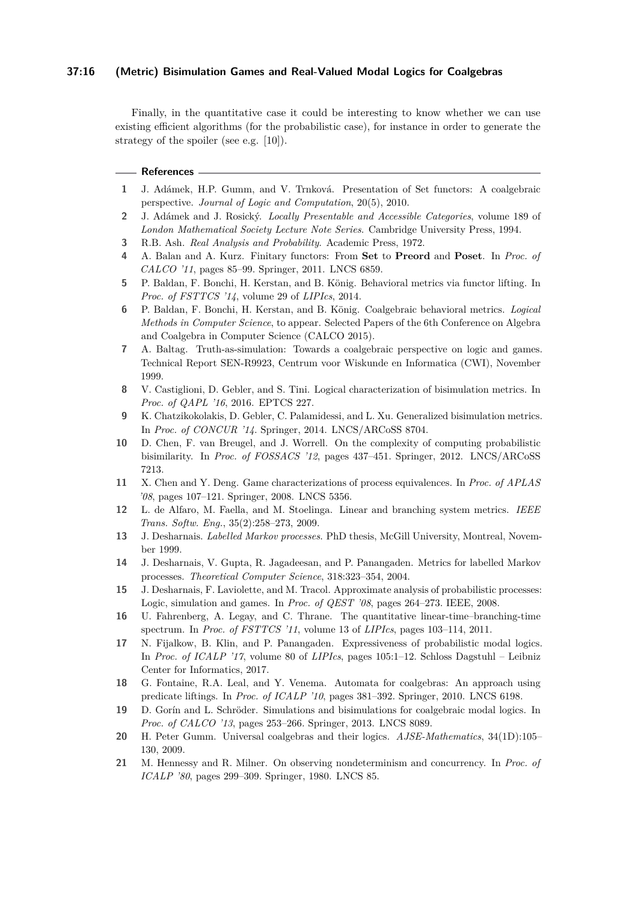Finally, in the quantitative case it could be interesting to know whether we can use existing efficient algorithms (for the probabilistic case), for instance in order to generate the strategy of the spoiler (see e.g. [10]).

## References

1. J. Adámek, H.P. Gumm, and V. Trnková. Presentation of Set functors: A coalgebraic perspective. *Journal of Logic and Computation*, 20(5), 2010.
2. J. Adámek and J. Rosický. *Locally Presentable and Accessible Categories*, volume 189 of *London Mathematical Society Lecture Note Series*. Cambridge University Press, 1994.
3. R.B. Ash. *Real Analysis and Probability*. Academic Press, 1972.
4. A. Balan and A. Kurz. Finitary functors: From **Set** to **Preord** and **Poset**. In *Proc. of CALCO '11*, pages 85–99. Springer, 2011. LNCS 6859.
5. P. Baldan, F. Bonchi, H. Kerstan, and B. König. Behavioral metrics via functor lifting. In *Proc. of FSTTCS '14*, volume 29 of *LIPIcs*, 2014.
6. P. Baldan, F. Bonchi, H. Kerstan, and B. König. Coalgebraic behavioral metrics. *Logical Methods in Computer Science*, to appear. Selected Papers of the 6th Conference on Algebra and Coalgebra in Computer Science (CALCO 2015).
7. A. Baltag. Truth-as-simulation: Towards a coalgebraic perspective on logic and games. Technical Report SEN-R9923, Centrum voor Wiskunde en Informatica (CWI), November 1999.
8. V. Castiglioni, D. Gebler, and S. Tini. Logical characterization of bisimulation metrics. In *Proc. of QAPL '16*, 2016. EPTCS 227.
9. K. Chatzikokolakis, D. Gebler, C. Palamidessi, and L. Xu. Generalized bisimulation metrics. In *Proc. of CONCUR '14*. Springer, 2014. LNCS/ARCoSS 8704.
10. D. Chen, F. van Breugel, and J. Worrell. On the complexity of computing probabilistic bisimilarity. In *Proc. of FOSSACS '12*, pages 437–451. Springer, 2012. LNCS/ARCoSS 7213.
11. X. Chen and Y. Deng. Game characterizations of process equivalences. In *Proc. of APLAS '08*, pages 107–121. Springer, 2008. LNCS 5356.
12. L. de Alfaro, M. Faella, and M. Stoelinga. Linear and branching system metrics. *IEEE Trans. Softw. Eng.*, 35(2):258–273, 2009.
13. J. Desharnais. *Labelled Markov processes*. PhD thesis, McGill University, Montreal, November 1999.
14. J. Desharnais, V. Gupta, R. Jagadeesan, and P. Panangaden. Metrics for labelled Markov processes. *Theoretical Computer Science*, 318:323–354, 2004.
15. J. Desharnais, F. Laviolette, and M. Tracol. Approximate analysis of probabilistic processes: Logic, simulation and games. In *Proc. of QEST '08*, pages 264–273. IEEE, 2008.
16. U. Fahrenberg, A. Legay, and C. Thrane. The quantitative linear-time–branching-time spectrum. In *Proc. of FSTTCS '11*, volume 13 of *LIPIcs*, pages 103–114, 2011.
17. N. Fijalkow, B. Klin, and P. Panangaden. Expressiveness of probabilistic modal logics. In *Proc. of ICALP '17*, volume 80 of *LIPIcs*, pages 105:1–12. Schloss Dagstuhl – Leibniz Center for Informatics, 2017.
18. G. Fontaine, R.A. Leal, and Y. Venema. Automata for coalgebras: An approach using predicate liftings. In *Proc. of ICALP '10*, pages 381–392. Springer, 2010. LNCS 6198.
19. D. Gorín and L. Schröder. Simulations and bisimulations for coalgebraic modal logics. In *Proc. of CALCO '13*, pages 253–266. Springer, 2013. LNCS 8089.
20. H. Peter Gumm. Universal coalgebras and their logics. *AJSE-Mathematics*, 34(1D):105–130, 2009.
21. M. Hennessy and R. Milner. On observing nondeterminism and concurrency. In *Proc. of ICALP '80*, pages 299–309. Springer, 1980. LNCS 85.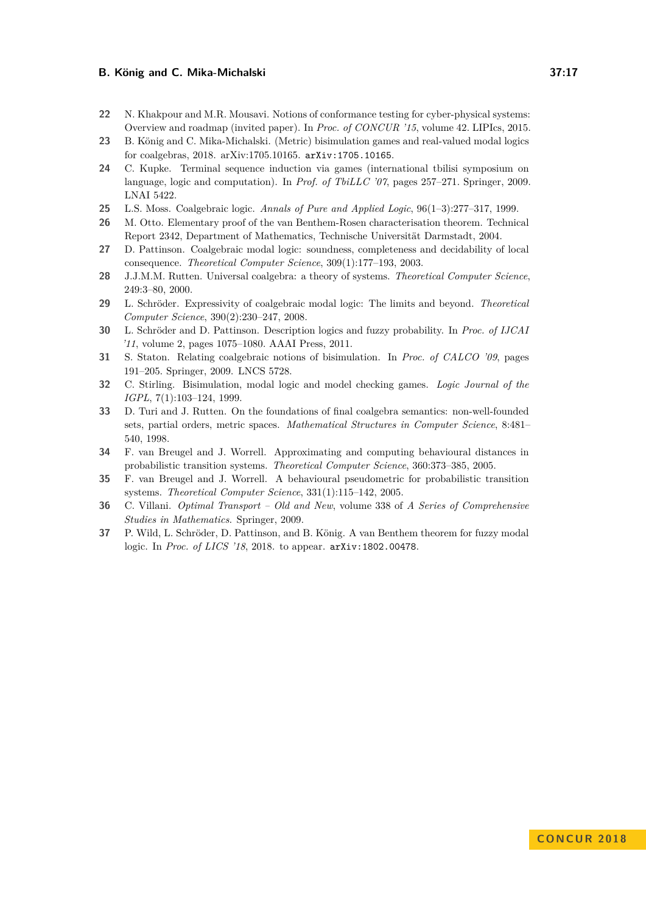22 N. Khakpour and M.R. Mousavi. Notions of conformance testing for cyber-physical systems: Overview and roadmap (invited paper). In *Proc. of CONCUR '15*, volume 42. LIPIcs, 2015.

23 B. König and C. Mika-Michalski. (Metric) bisimulation games and real-valued modal logics for coalgebras, 2018. arXiv:1705.10165. `arXiv:1705.10165`.

24 C. Kupke. Terminal sequence induction via games (international tbilisi symposium on language, logic and computation). In *Prof. of TbiLLC '07*, pages 257–271. Springer, 2009. LNAI 5422.

25 L.S. Moss. Coalgebraic logic. *Annals of Pure and Applied Logic*, 96(1–3):277–317, 1999.

26 M. Otto. Elementary proof of the van Benthem-Rosen characterisation theorem. Technical Report 2342, Department of Mathematics, Technische Universität Darmstadt, 2004.

27 D. Pattinson. Coalgebraic modal logic: soundness, completeness and decidability of local consequence. *Theoretical Computer Science*, 309(1):177–193, 2003.

28 J.J.M.M. Rutten. Universal coalgebra: a theory of systems. *Theoretical Computer Science*, 249:3–80, 2000.

29 L. Schröder. Expressivity of coalgebraic modal logic: The limits and beyond. *Theoretical Computer Science*, 390(2):230–247, 2008.

30 L. Schröder and D. Pattinson. Description logics and fuzzy probability. In *Proc. of IJCAI '11*, volume 2, pages 1075–1080. AAAI Press, 2011.

31 S. Staton. Relating coalgebraic notions of bisimulation. In *Proc. of CALCO '09*, pages 191–205. Springer, 2009. LNCS 5728.

32 C. Stirling. Bisimulation, modal logic and model checking games. *Logic Journal of the IGPL*, 7(1):103–124, 1999.

33 D. Turi and J. Rutten. On the foundations of final coalgebra semantics: non-well-founded sets, partial orders, metric spaces. *Mathematical Structures in Computer Science*, 8:481–540, 1998.

34 F. van Breugel and J. Worrell. Approximating and computing behavioural distances in probabilistic transition systems. *Theoretical Computer Science*, 360:373–385, 2005.

35 F. van Breugel and J. Worrell. A behavioural pseudometric for probabilistic transition systems. *Theoretical Computer Science*, 331(1):115–142, 2005.

36 C. Villani. *Optimal Transport – Old and New*, volume 338 of *A Series of Comprehensive Studies in Mathematics*. Springer, 2009.

37 P. Wild, L. Schröder, D. Pattinson, and B. König. A van Benthem theorem for fuzzy modal logic. In *Proc. of LICS '18*, 2018. to appear. `arXiv:1802.00478`.